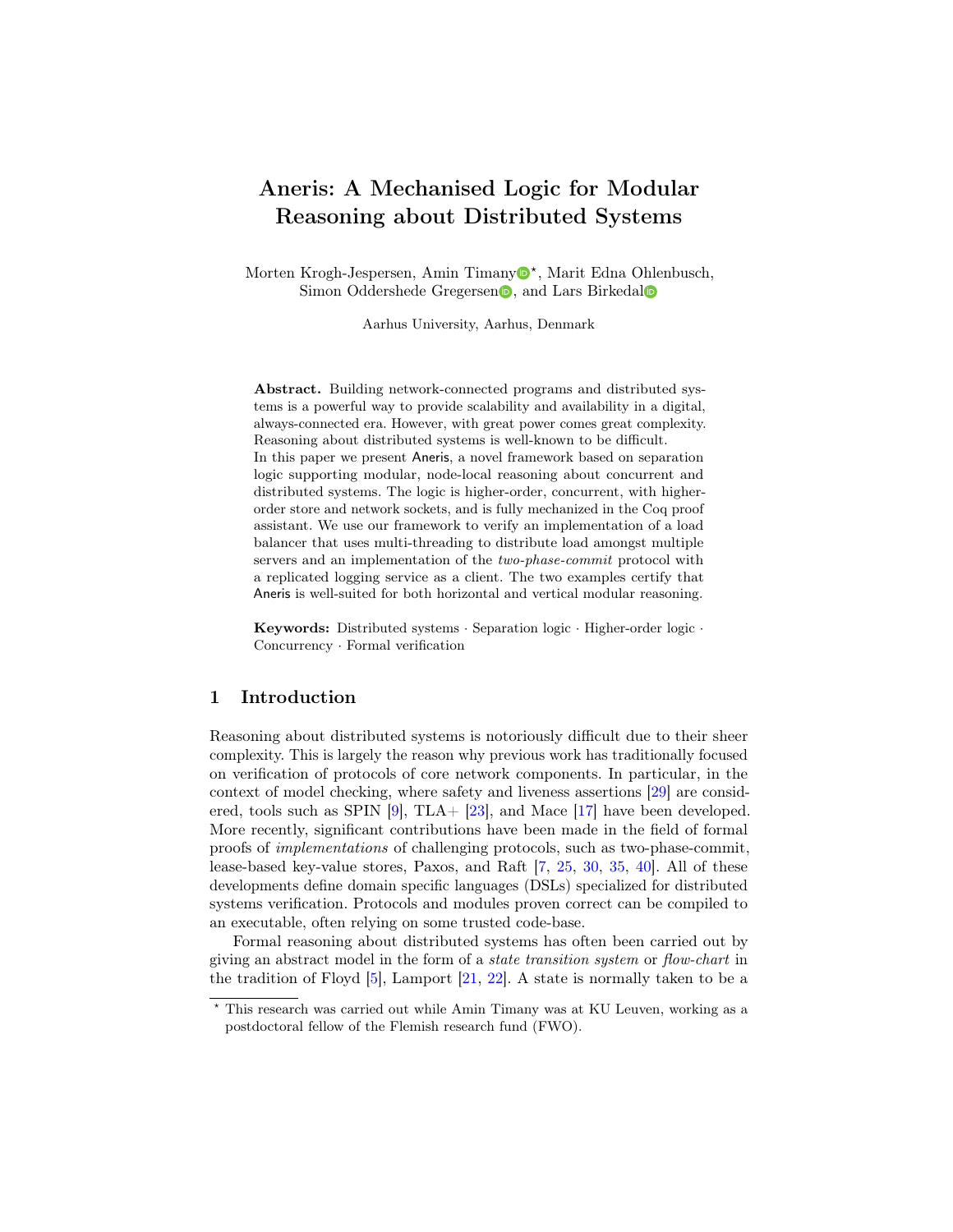# Aneris: A Mechanised Logic for Modular Reasoning about Distributed Systems

Morten Krogh-Jespersen, Amin Timany*, Marit Edna Ohlenbusch, Simon Oddershede Gregersen, and Lars Birkedal

Aarhus University, Aarhus, Denmark

**Abstract.** Building network-connected programs and distributed systems is a powerful way to provide scalability and availability in a digital, always-connected era. However, with great power comes great complexity. Reasoning about distributed systems is well-known to be difficult.
In this paper we present Aneris, a novel framework based on separation logic supporting modular, node-local reasoning about concurrent and distributed systems. The logic is higher-order, concurrent, with higher-order store and network sockets, and is fully mechanized in the Coq proof assistant. We use our framework to verify an implementation of a load balancer that uses multi-threading to distribute load amongst multiple servers and an implementation of the *two-phase-commit* protocol with a replicated logging service as a client. The two examples certify that Aneris is well-suited for both horizontal and vertical modular reasoning.

**Keywords:** Distributed systems · Separation logic · Higher-order logic · Concurrency · Formal verification

## 1 Introduction

Reasoning about distributed systems is notoriously difficult due to their sheer complexity. This is largely the reason why previous work has traditionally focused on verification of protocols of core network components. In particular, in the context of model checking, where safety and liveness assertions [29] are considered, tools such as SPIN [9], TLA+ [23], and Mace [17] have been developed. More recently, significant contributions have been made in the field of formal proofs of *implementations* of challenging protocols, such as two-phase-commit, lease-based key-value stores, Paxos, and Raft [7, 25, 30, 35, 40]. All of these developments define domain specific languages (DSLs) specialized for distributed systems verification. Protocols and modules proven correct can be compiled to an executable, often relying on some trusted code-base.

Formal reasoning about distributed systems has often been carried out by giving an abstract model in the form of a *state transition system* or *flow-chart* in the tradition of Floyd [5], Lamport [21, 22]. A state is normally taken to be a

* This research was carried out while Amin Timany was at KU Leuven, working as a postdoctoral fellow of the Flemish research fund (FWO).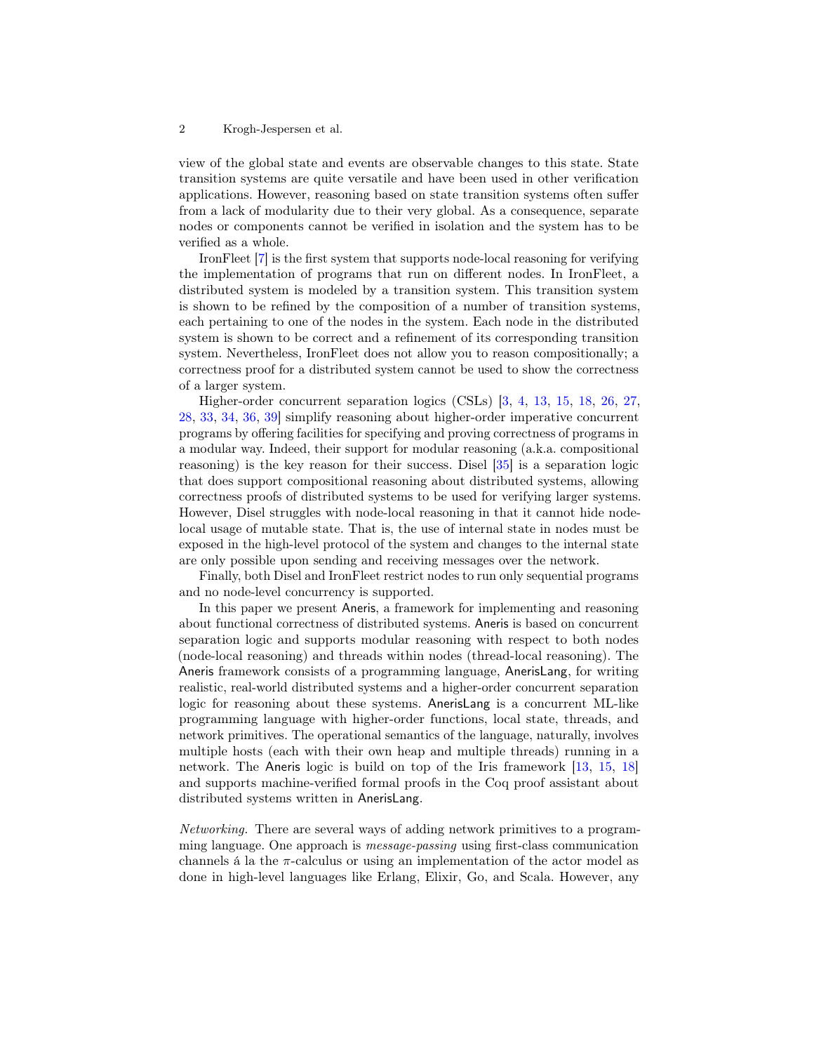view of the global state and events are observable changes to this state. State transition systems are quite versatile and have been used in other verification applications. However, reasoning based on state transition systems often suffer from a lack of modularity due to their very global. As a consequence, separate nodes or components cannot be verified in isolation and the system has to be verified as a whole.

IronFleet [7] is the first system that supports node-local reasoning for verifying the implementation of programs that run on different nodes. In IronFleet, a distributed system is modeled by a transition system. This transition system is shown to be refined by the composition of a number of transition systems, each pertaining to one of the nodes in the system. Each node in the distributed system is shown to be correct and a refinement of its corresponding transition system. Nevertheless, IronFleet does not allow you to reason compositionally; a correctness proof for a distributed system cannot be used to show the correctness of a larger system.

Higher-order concurrent separation logics (CSLs) [3, 4, 13, 15, 18, 26, 27, 28, 33, 34, 36, 39] simplify reasoning about higher-order imperative concurrent programs by offering facilities for specifying and proving correctness of programs in a modular way. Indeed, their support for modular reasoning (a.k.a. compositional reasoning) is the key reason for their success. Disel [35] is a separation logic that does support compositional reasoning about distributed systems, allowing correctness proofs of distributed systems to be used for verifying larger systems. However, Disel struggles with node-local reasoning in that it cannot hide node-local usage of mutable state. That is, the use of internal state in nodes must be exposed in the high-level protocol of the system and changes to the internal state are only possible upon sending and receiving messages over the network.

Finally, both Disel and IronFleet restrict nodes to run only sequential programs and no node-level concurrency is supported.

In this paper we present Aneris, a framework for implementing and reasoning about functional correctness of distributed systems. Aneris is based on concurrent separation logic and supports modular reasoning with respect to both nodes (node-local reasoning) and threads within nodes (thread-local reasoning). The Aneris framework consists of a programming language, AnerisLang, for writing realistic, real-world distributed systems and a higher-order concurrent separation logic for reasoning about these systems. AnerisLang is a concurrent ML-like programming language with higher-order functions, local state, threads, and network primitives. The operational semantics of the language, naturally, involves multiple hosts (each with their own heap and multiple threads) running in a network. The Aneris logic is build on top of the Iris framework [13, 15, 18] and supports machine-verified formal proofs in the Coq proof assistant about distributed systems written in AnerisLang.

*Networking.* There are several ways of adding network primitives to a programming language. One approach is *message-passing* using first-class communication channels á la the $\pi$-calculus or using an implementation of the actor model as done in high-level languages like Erlang, Elixir, Go, and Scala. However, any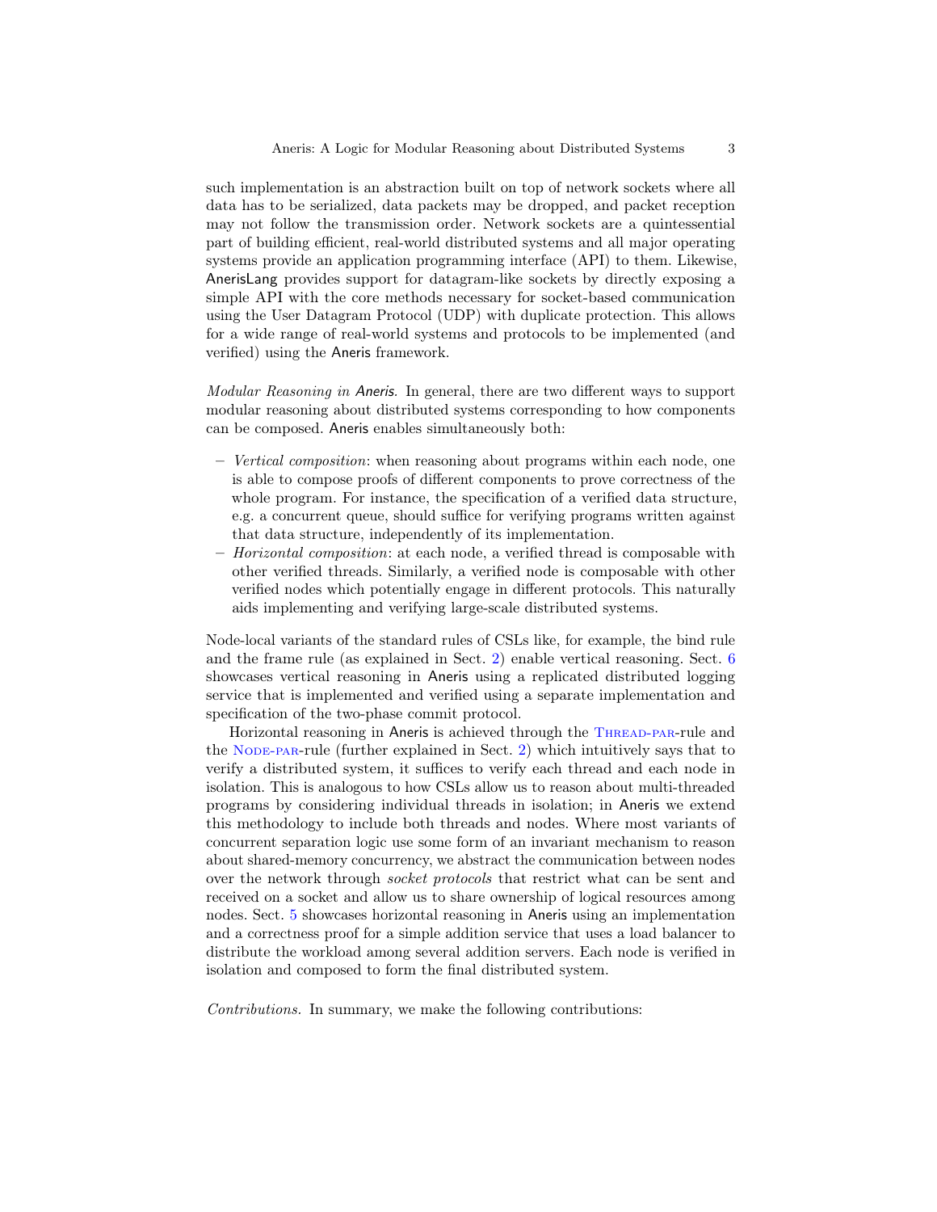such implementation is an abstraction built on top of network sockets where all data has to be serialized, data packets may be dropped, and packet reception may not follow the transmission order. Network sockets are a quintessential part of building efficient, real-world distributed systems and all major operating systems provide an application programming interface (API) to them. Likewise, AnerisLang provides support for datagram-like sockets by directly exposing a simple API with the core methods necessary for socket-based communication using the User Datagram Protocol (UDP) with duplicate protection. This allows for a wide range of real-world systems and protocols to be implemented (and verified) using the Aneris framework.

*Modular Reasoning in Aneris.* In general, there are two different ways to support modular reasoning about distributed systems corresponding to how components can be composed. Aneris enables simultaneously both:

- *Vertical composition*: when reasoning about programs within each node, one is able to compose proofs of different components to prove correctness of the whole program. For instance, the specification of a verified data structure, e.g. a concurrent queue, should suffice for verifying programs written against that data structure, independently of its implementation.
- *Horizontal composition*: at each node, a verified thread is composable with other verified threads. Similarly, a verified node is composable with other verified nodes which potentially engage in different protocols. This naturally aids implementing and verifying large-scale distributed systems.

Node-local variants of the standard rules of CSLs like, for example, the bind rule and the frame rule (as explained in Sect. 2) enable vertical reasoning. Sect. 6 showcases vertical reasoning in Aneris using a replicated distributed logging service that is implemented and verified using a separate implementation and specification of the two-phase commit protocol.

Horizontal reasoning in Aneris is achieved through the Thread-par-rule and the Node-par-rule (further explained in Sect. 2) which intuitively says that to verify a distributed system, it suffices to verify each thread and each node in isolation. This is analogous to how CSLs allow us to reason about multi-threaded programs by considering individual threads in isolation; in Aneris we extend this methodology to include both threads and nodes. Where most variants of concurrent separation logic use some form of an invariant mechanism to reason about shared-memory concurrency, we abstract the communication between nodes over the network through *socket protocols* that restrict what can be sent and received on a socket and allow us to share ownership of logical resources among nodes. Sect. 5 showcases horizontal reasoning in Aneris using an implementation and a correctness proof for a simple addition service that uses a load balancer to distribute the workload among several addition servers. Each node is verified in isolation and composed to form the final distributed system.

*Contributions.* In summary, we make the following contributions: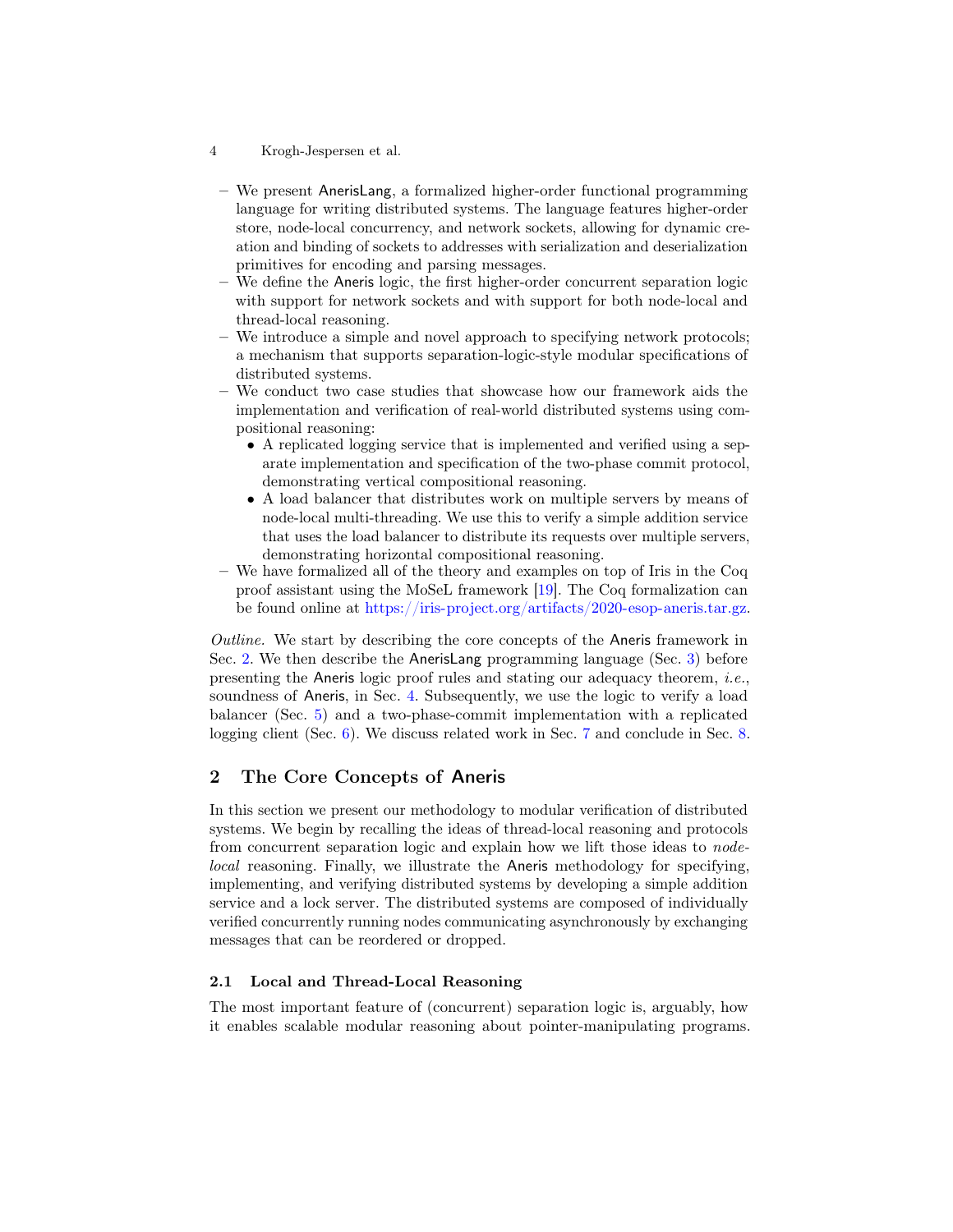- We present AnerisLang, a formalized higher-order functional programming language for writing distributed systems. The language features higher-order store, node-local concurrency, and network sockets, allowing for dynamic creation and binding of sockets to addresses with serialization and deserialization primitives for encoding and parsing messages.
- We define the Aneris logic, the first higher-order concurrent separation logic with support for network sockets and with support for both node-local and thread-local reasoning.
- We introduce a simple and novel approach to specifying network protocols; a mechanism that supports separation-logic-style modular specifications of distributed systems.
- We conduct two case studies that showcase how our framework aids the implementation and verification of real-world distributed systems using compositional reasoning:
  - A replicated logging service that is implemented and verified using a separate implementation and specification of the two-phase commit protocol, demonstrating vertical compositional reasoning.
  - A load balancer that distributes work on multiple servers by means of node-local multi-threading. We use this to verify a simple addition service that uses the load balancer to distribute its requests over multiple servers, demonstrating horizontal compositional reasoning.
- We have formalized all of the theory and examples on top of Iris in the Coq proof assistant using the MoSeL framework [19]. The Coq formalization can be found online at https://iris-project.org/artifacts/2020-esop-aneris.tar.gz.

*Outline.* We start by describing the core concepts of the Aneris framework in Sec. 2. We then describe the AnerisLang programming language (Sec. 3) before presenting the Aneris logic proof rules and stating our adequacy theorem, *i.e.*, soundness of Aneris, in Sec. 4. Subsequently, we use the logic to verify a load balancer (Sec. 5) and a two-phase-commit implementation with a replicated logging client (Sec. 6). We discuss related work in Sec. 7 and conclude in Sec. 8.

## 2 The Core Concepts of Aneris

In this section we present our methodology to modular verification of distributed systems. We begin by recalling the ideas of thread-local reasoning and protocols from concurrent separation logic and explain how we lift those ideas to *node-local* reasoning. Finally, we illustrate the Aneris methodology for specifying, implementing, and verifying distributed systems by developing a simple addition service and a lock server. The distributed systems are composed of individually verified concurrently running nodes communicating asynchronously by exchanging messages that can be reordered or dropped.

### 2.1 Local and Thread-Local Reasoning

The most important feature of (concurrent) separation logic is, arguably, how it enables scalable modular reasoning about pointer-manipulating programs.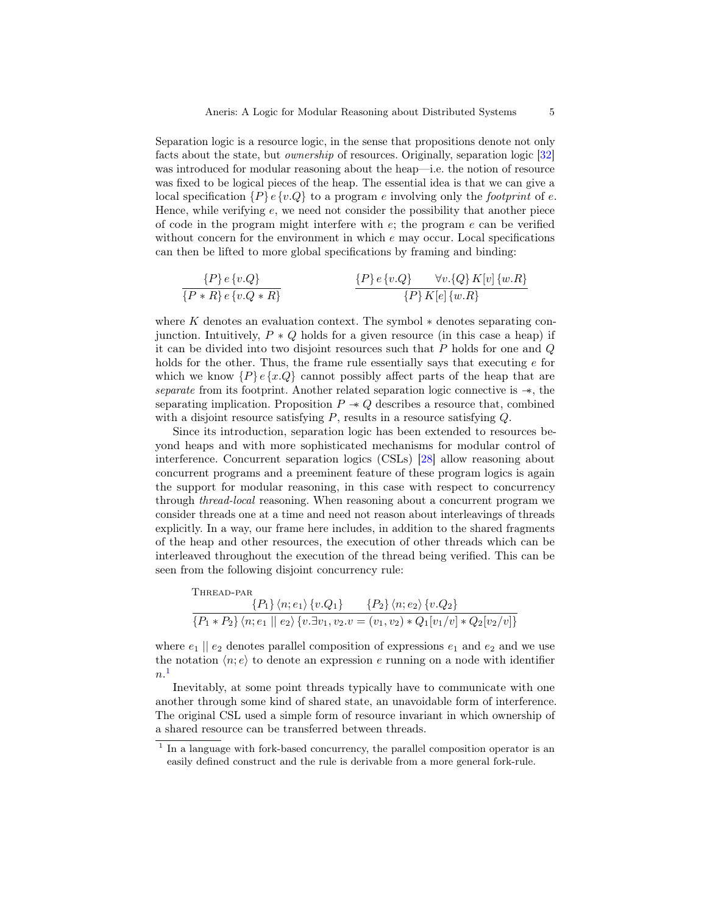Separation logic is a resource logic, in the sense that propositions denote not only facts about the state, but *ownership* of resources. Originally, separation logic [32] was introduced for modular reasoning about the heap—i.e. the notion of resource was fixed to be logical pieces of the heap. The essential idea is that we can give a local specification $\{P\}\, e\, \{v.Q\}$ to a program $e$ involving only the *footprint* of $e$. Hence, while verifying $e$, we need not consider the possibility that another piece of code in the program might interfere with $e$; the program $e$ can be verified without concern for the environment in which $e$ may occur. Local specifications can then be lifted to more global specifications by framing and binding:

$$\frac{\{P\}\, e\, \{v.Q\}}{\{P * R\}\, e\, \{v.Q * R\}} \qquad\qquad \frac{\{P\}\, e\, \{v.Q\} \qquad \forall v. \{Q\}\, K[v]\, \{w.R\}}{\{P\}\, K[e]\, \{w.R\}}$$

where $K$ denotes an evaluation context. The symbol $*$ denotes separating conjunction. Intuitively, $P * Q$ holds for a given resource (in this case a heap) if it can be divided into two disjoint resources such that $P$ holds for one and $Q$ holds for the other. Thus, the frame rule essentially says that executing $e$ for which we know $\{P\}\, e\, \{x.Q\}$ cannot possibly affect parts of the heap that are *separate* from its footprint. Another related separation logic connective is $-\!\!*$, the separating implication. Proposition $P -\!\!* Q$ describes a resource that, combined with a disjoint resource satisfying $P$, results in a resource satisfying $Q$.

Since its introduction, separation logic has been extended to resources beyond heaps and with more sophisticated mechanisms for modular control of interference. Concurrent separation logics (CSLs) [28] allow reasoning about concurrent programs and a preeminent feature of these program logics is again the support for modular reasoning, in this case with respect to concurrency through *thread-local* reasoning. When reasoning about a concurrent program we consider threads one at a time and need not reason about interleavings of threads explicitly. In a way, our frame here includes, in addition to the shared fragments of the heap and other resources, the execution of other threads which can be interleaved throughout the execution of the thread being verified. This can be seen from the following disjoint concurrency rule:

Thread-par

$$\frac{\{P_1\}\, \langle n; e_1\rangle\, \{v.Q_1\} \qquad \{P_2\}\, \langle n; e_2\rangle\, \{v.Q_2\}}{\{P_1 * P_2\}\, \langle n; e_1 \mid\mid e_2\rangle\, \{v. \exists v_1, v_2. v = (v_1, v_2) * Q_1[v_1/v] * Q_2[v_2/v]\}}$$

where $e_1 \mid\mid e_2$ denotes parallel composition of expressions $e_1$ and $e_2$ and we use the notation $\langle n; e\rangle$ to denote an expression $e$ running on a node with identifier $n$.[1]

Inevitably, at some point threads typically have to communicate with one another through some kind of shared state, an unavoidable form of interference. The original CSL used a simple form of resource invariant in which ownership of a shared resource can be transferred between threads.

[1] In a language with fork-based concurrency, the parallel composition operator is an easily defined construct and the rule is derivable from a more general fork-rule.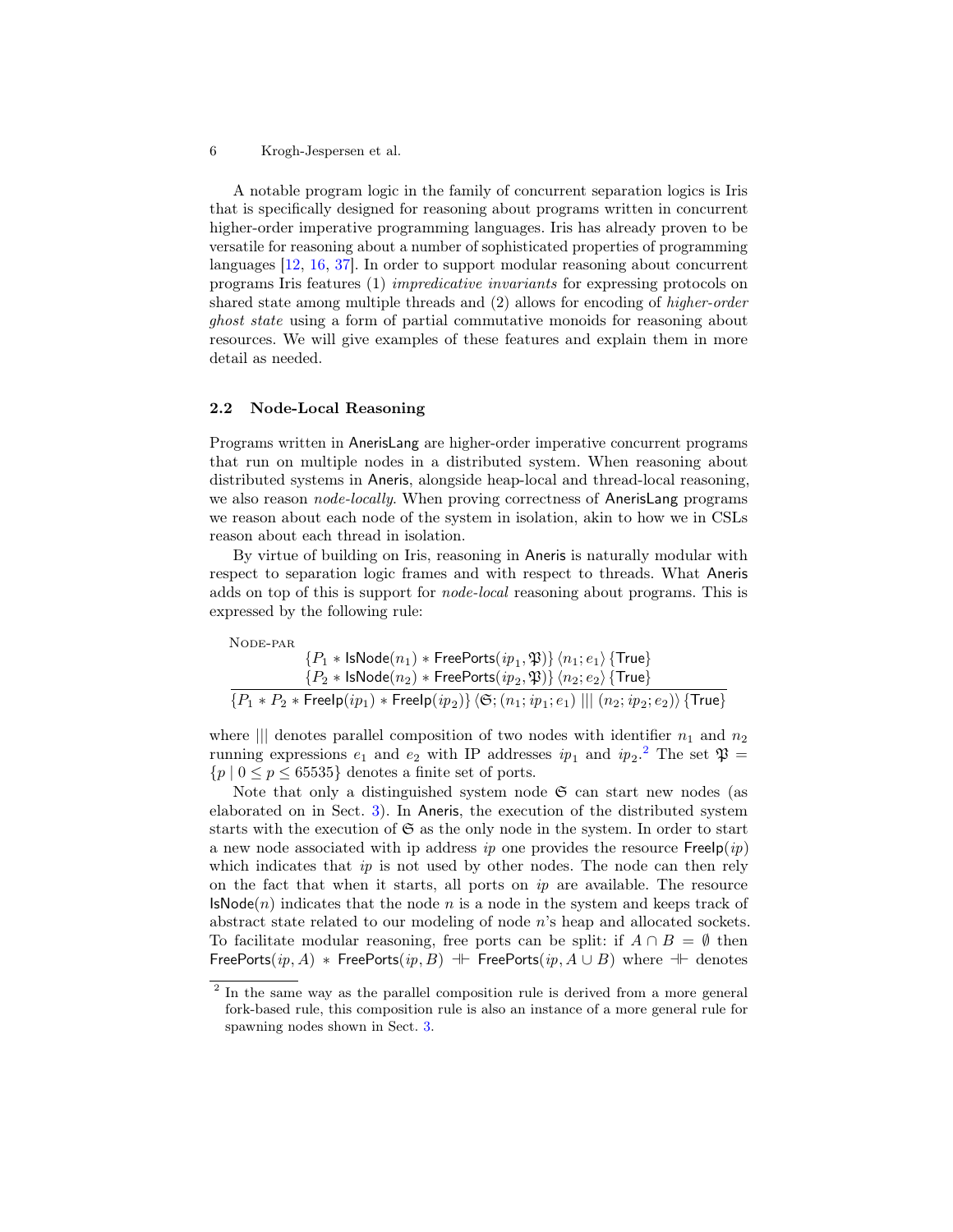A notable program logic in the family of concurrent separation logics is Iris that is specifically designed for reasoning about programs written in concurrent higher-order imperative programming languages. Iris has already proven to be versatile for reasoning about a number of sophisticated properties of programming languages [12, 16, 37]. In order to support modular reasoning about concurrent programs Iris features (1) *impredicative invariants* for expressing protocols on shared state among multiple threads and (2) allows for encoding of *higher-order ghost state* using a form of partial commutative monoids for reasoning about resources. We will give examples of these features and explain them in more detail as needed.

### 2.2 Node-Local Reasoning

Programs written in AnerisLang are higher-order imperative concurrent programs that run on multiple nodes in a distributed system. When reasoning about distributed systems in Aneris, alongside heap-local and thread-local reasoning, we also reason *node-locally*. When proving correctness of AnerisLang programs we reason about each node of the system in isolation, akin to how we in CSLs reason about each thread in isolation.

By virtue of building on Iris, reasoning in Aneris is naturally modular with respect to separation logic frames and with respect to threads. What Aneris adds on top of this is support for *node-local* reasoning about programs. This is expressed by the following rule:

Node-par

$$\frac{\{P_1 * \mathsf{IsNode}(n_1) * \mathsf{FreePorts}(ip_1, \mathfrak{P})\}\ \langle n_1; e_1\rangle\ \{\mathsf{True}\} \qquad \{P_2 * \mathsf{IsNode}(n_2) * \mathsf{FreePorts}(ip_2, \mathfrak{P})\}\ \langle n_2; e_2\rangle\ \{\mathsf{True}\}}{\{P_1 * P_2 * \mathsf{FreeIp}(ip_1) * \mathsf{FreeIp}(ip_2)\}\ \langle \mathfrak{S}; (n_1; ip_1; e_1)\ |||\ (n_2; ip_2; e_2)\rangle\ \{\mathsf{True}\}}$$

where $|||$ denotes parallel composition of two nodes with identifier $n_1$ and $n_2$ running expressions $e_1$ and $e_2$ with IP addresses $ip_1$ and $ip_2$.[2] The set $\mathfrak{P} = \{p \mid 0 \leq p \leq 65535\}$ denotes a finite set of ports.

Note that only a distinguished system node $\mathfrak{S}$ can start new nodes (as elaborated on in Sect. 3). In Aneris, the execution of the distributed system starts with the execution of $\mathfrak{S}$ as the only node in the system. In order to start a new node associated with ip address $ip$ one provides the resource $\mathsf{FreeIp}(ip)$ which indicates that $ip$ is not used by other nodes. The node can then rely on the fact that when it starts, all ports on $ip$ are available. The resource $\mathsf{IsNode}(n)$ indicates that the node $n$ is a node in the system and keeps track of abstract state related to our modeling of node $n$'s heap and allocated sockets. To facilitate modular reasoning, free ports can be split: if $A \cap B = \emptyset$ then $\mathsf{FreePorts}(ip, A) * \mathsf{FreePorts}(ip, B) \dashv\vdash \mathsf{FreePorts}(ip, A \cup B)$ where $\dashv\vdash$ denotes

[2] In the same way as the parallel composition rule is derived from a more general fork-based rule, this composition rule is also an instance of a more general rule for spawning nodes shown in Sect. 3.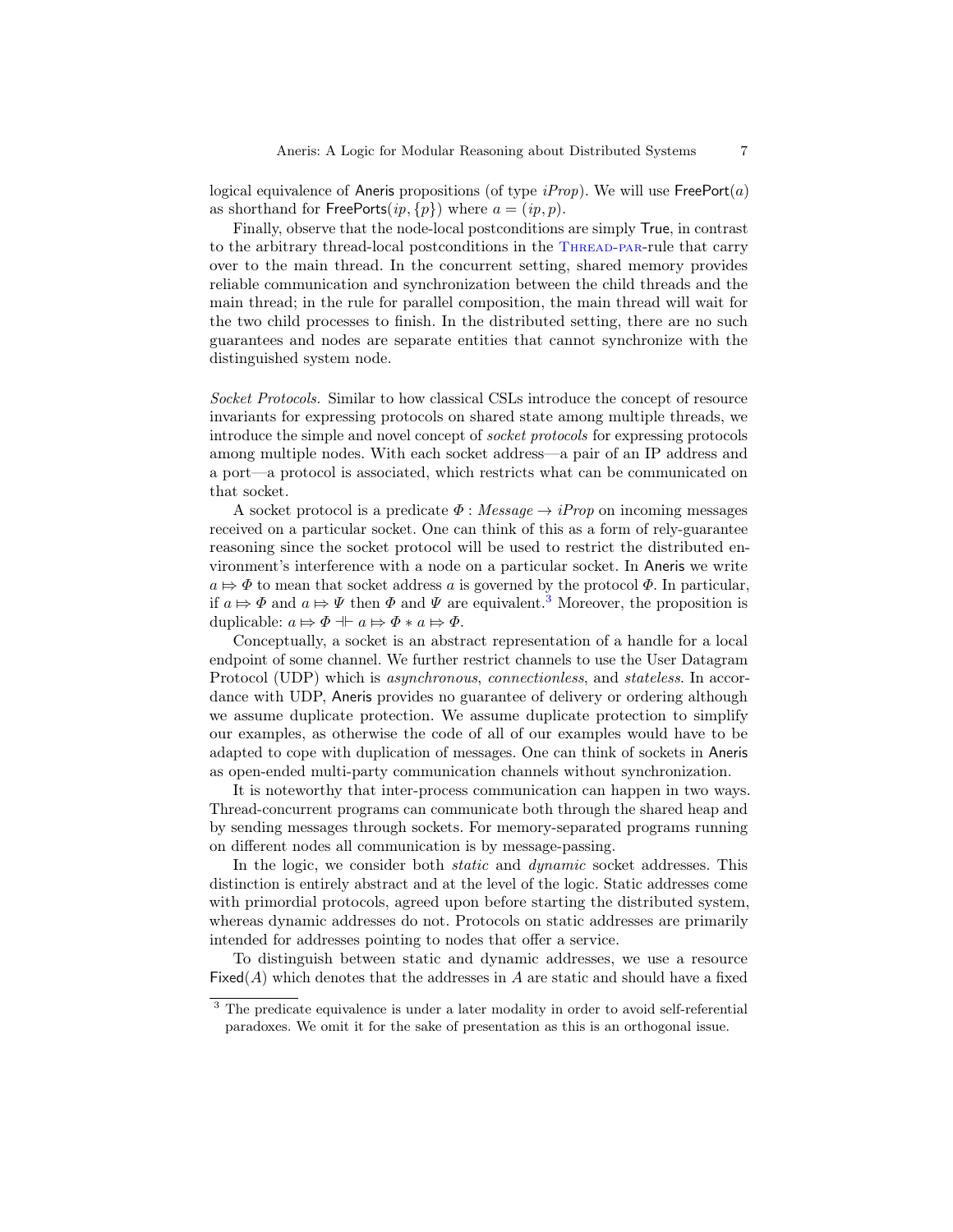logical equivalence of Aneris propositions (of type $iProp$). We will use $\mathsf{FreePort}(a)$ as shorthand for $\mathsf{FreePorts}(ip, \{p\})$ where $a = (ip, p)$.

Finally, observe that the node-local postconditions are simply True, in contrast to the arbitrary thread-local postconditions in the Thread-par-rule that carry over to the main thread. In the concurrent setting, shared memory provides reliable communication and synchronization between the child threads and the main thread; in the rule for parallel composition, the main thread will wait for the two child processes to finish. In the distributed setting, there are no such guarantees and nodes are separate entities that cannot synchronize with the distinguished system node.

*Socket Protocols.* Similar to how classical CSLs introduce the concept of resource invariants for expressing protocols on shared state among multiple threads, we introduce the simple and novel concept of *socket protocols* for expressing protocols among multiple nodes. With each socket address—a pair of an IP address and a port—a protocol is associated, which restricts what can be communicated on that socket.

A socket protocol is a predicate $\Phi : Message \rightarrow iProp$ on incoming messages received on a particular socket. One can think of this as a form of rely-guarantee reasoning since the socket protocol will be used to restrict the distributed environment's interference with a node on a particular socket. In Aneris we write $a \Mapsto \Phi$ to mean that socket address $a$ is governed by the protocol $\Phi$. In particular, if $a \Mapsto \Phi$ and $a \Mapsto \Psi$ then $\Phi$ and $\Psi$ are equivalent.[3] Moreover, the proposition is duplicable: $a \Mapsto \Phi \dashv\vdash a \Mapsto \Phi * a \Mapsto \Phi$.

Conceptually, a socket is an abstract representation of a handle for a local endpoint of some channel. We further restrict channels to use the User Datagram Protocol (UDP) which is *asynchronous*, *connectionless*, and *stateless*. In accordance with UDP, Aneris provides no guarantee of delivery or ordering although we assume duplicate protection. We assume duplicate protection to simplify our examples, as otherwise the code of all of our examples would have to be adapted to cope with duplication of messages. One can think of sockets in Aneris as open-ended multi-party communication channels without synchronization.

It is noteworthy that inter-process communication can happen in two ways. Thread-concurrent programs can communicate both through the shared heap and by sending messages through sockets. For memory-separated programs running on different nodes all communication is by message-passing.

In the logic, we consider both *static* and *dynamic* socket addresses. This distinction is entirely abstract and at the level of the logic. Static addresses come with primordial protocols, agreed upon before starting the distributed system, whereas dynamic addresses do not. Protocols on static addresses are primarily intended for addresses pointing to nodes that offer a service.

To distinguish between static and dynamic addresses, we use a resource $\mathsf{Fixed}(A)$ which denotes that the addresses in $A$ are static and should have a fixed

---

[3] The predicate equivalence is under a later modality in order to avoid self-referential paradoxes. We omit it for the sake of presentation as this is an orthogonal issue.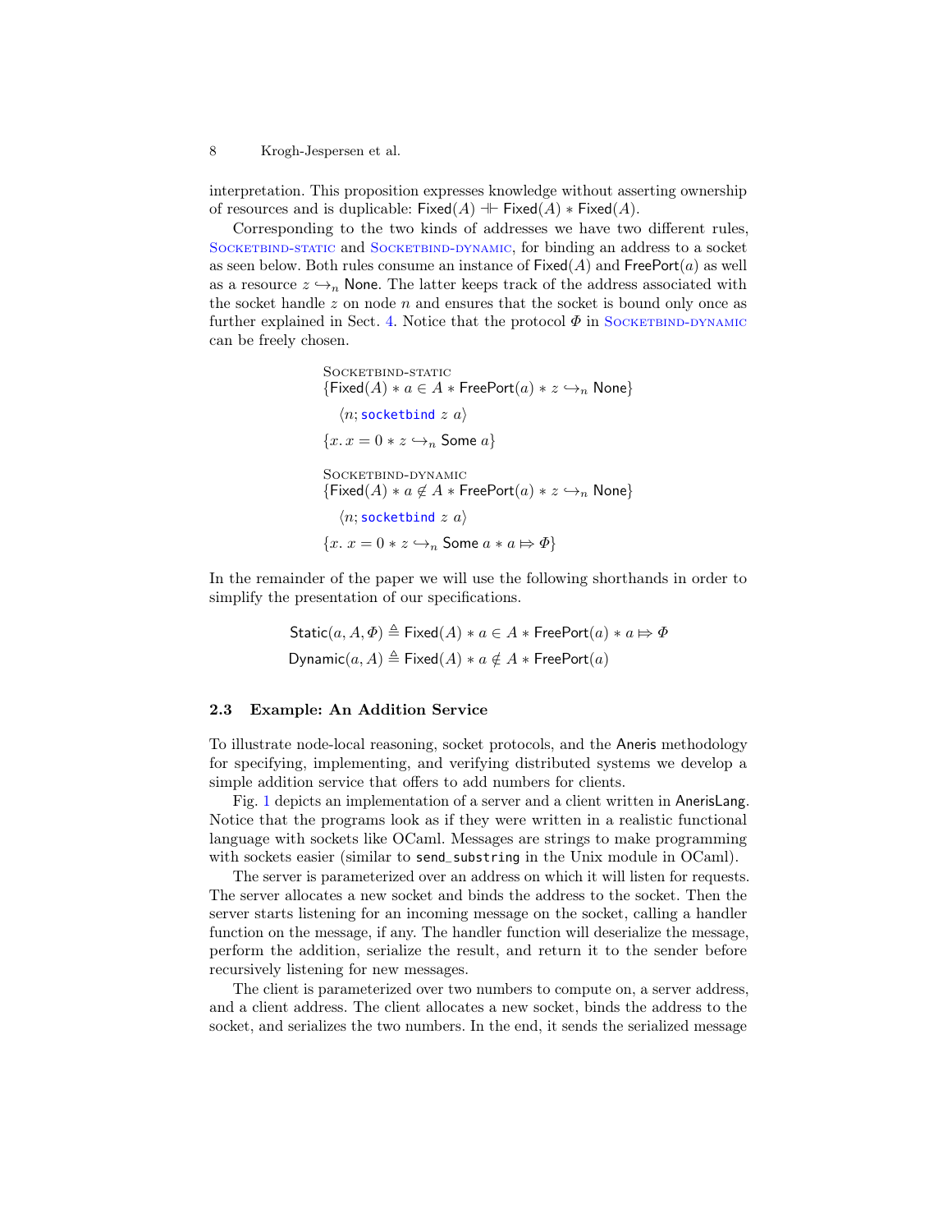interpretation. This proposition expresses knowledge without asserting ownership of resources and is duplicable: $\mathsf{Fixed}(A) \dashv\vdash \mathsf{Fixed}(A) * \mathsf{Fixed}(A)$.

Corresponding to the two kinds of addresses we have two different rules, Socketbind-static and Socketbind-dynamic, for binding an address to a socket as seen below. Both rules consume an instance of $\mathsf{Fixed}(A)$ and $\mathsf{FreePort}(a)$ as well as a resource $z \hookrightarrow_n \mathsf{None}$. The latter keeps track of the address associated with the socket handle $z$ on node $n$ and ensures that the socket is bound only once as further explained in Sect. 4. Notice that the protocol $\Phi$ in Socketbind-dynamic can be freely chosen.

Socketbind-static

$$\{\mathsf{Fixed}(A) * a \in A * \mathsf{FreePort}(a) * z \hookrightarrow_n \mathsf{None}\}$$
$$\langle n; \texttt{socketbind}\ z\ a\rangle$$
$$\{x.\, x = 0 * z \hookrightarrow_n \mathsf{Some}\ a\}$$

Socketbind-dynamic

$$\{\mathsf{Fixed}(A) * a \notin A * \mathsf{FreePort}(a) * z \hookrightarrow_n \mathsf{None}\}$$
$$\langle n; \texttt{socketbind}\ z\ a\rangle$$
$$\{x.\, x = 0 * z \hookrightarrow_n \mathsf{Some}\ a * a \Mapsto \Phi\}$$

In the remainder of the paper we will use the following shorthands in order to simplify the presentation of our specifications.

$$\mathsf{Static}(a, A, \Phi) \triangleq \mathsf{Fixed}(A) * a \in A * \mathsf{FreePort}(a) * a \Mapsto \Phi$$
$$\mathsf{Dynamic}(a, A) \triangleq \mathsf{Fixed}(A) * a \notin A * \mathsf{FreePort}(a)$$

### 2.3 Example: An Addition Service

To illustrate node-local reasoning, socket protocols, and the Aneris methodology for specifying, implementing, and verifying distributed systems we develop a simple addition service that offers to add numbers for clients.

Fig. 1 depicts an implementation of a server and a client written in AnerisLang. Notice that the programs look as if they were written in a realistic functional language with sockets like OCaml. Messages are strings to make programming with sockets easier (similar to `send_substring` in the Unix module in OCaml).

The server is parameterized over an address on which it will listen for requests. The server allocates a new socket and binds the address to the socket. Then the server starts listening for an incoming message on the socket, calling a handler function on the message, if any. The handler function will deserialize the message, perform the addition, serialize the result, and return it to the sender before recursively listening for new messages.

The client is parameterized over two numbers to compute on, a server address, and a client address. The client allocates a new socket, binds the address to the socket, and serializes the two numbers. In the end, it sends the serialized message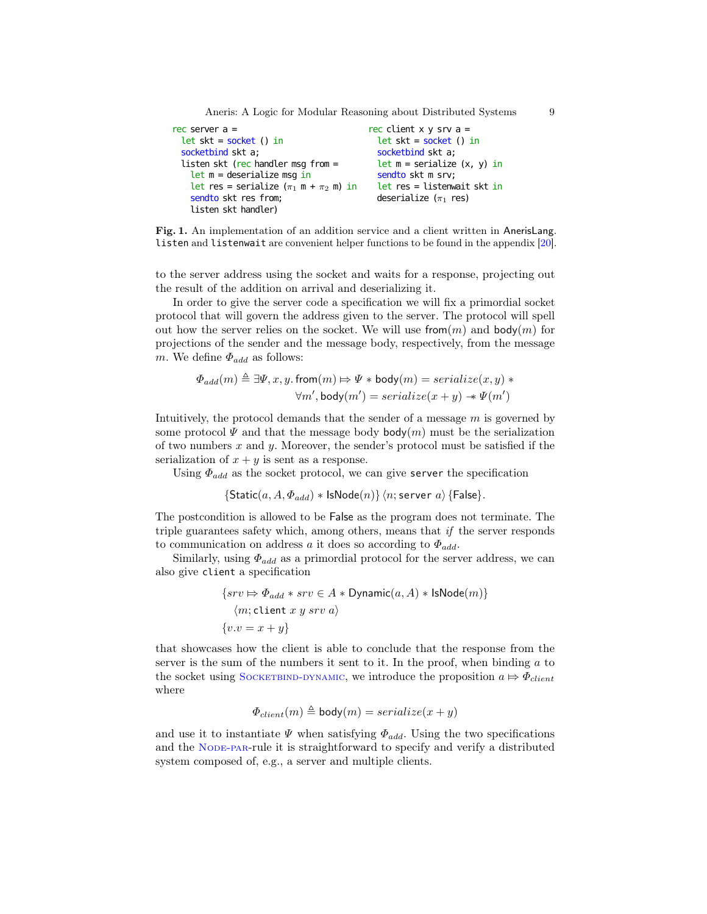```
rec server a =
  let skt = socket () in
  socketbind skt a;
  listen skt (rec handler msg from =
    let m = deserialize msg in
    let res = serialize (π1 m + π2 m) in
    sendto skt res from;
    listen skt handler)
```

```
rec client x y srv a =
  let skt = socket () in
  socketbind skt a;
  let m = serialize (x, y) in
  sendto skt m srv;
  let res = listenwait skt in
  deserialize (π1 res)
```

**Fig. 1.** An implementation of an addition service and a client written in AnerisLang. `listen` and `listenwait` are convenient helper functions to be found in the appendix [20].

to the server address using the socket and waits for a response, projecting out the result of the addition on arrival and deserializing it.

In order to give the server code a specification we will fix a primordial socket protocol that will govern the address given to the server. The protocol will spell out how the server relies on the socket. We will use $\mathsf{from}(m)$ and $\mathsf{body}(m)$ for projections of the sender and the message body, respectively, from the message $m$. We define $\Phi_{add}$ as follows:

$$\Phi_{add}(m) \triangleq \exists \Psi, x, y.\, \mathsf{from}(m) \Mapsto \Psi * \mathsf{body}(m) = serialize(x, y) * \\ \forall m', \mathsf{body}(m') = serialize(x + y) \mathrel{-\!\!*} \Psi(m')$$

Intuitively, the protocol demands that the sender of a message $m$ is governed by some protocol $\Psi$ and that the message body $\mathsf{body}(m)$ must be the serialization of two numbers $x$ and $y$. Moreover, the sender's protocol must be satisfied if the serialization of $x + y$ is sent as a response.

Using $\Phi_{add}$ as the socket protocol, we can give `server` the specification

$$\{\mathsf{Static}(a, A, \Phi_{add}) * \mathsf{IsNode}(n)\}\,\langle n; \texttt{server}\ a\rangle\,\{\mathsf{False}\}.$$

The postcondition is allowed to be False as the program does not terminate. The triple guarantees safety which, among others, means that *if* the server responds to communication on address $a$ it does so according to $\Phi_{add}$.

Similarly, using $\Phi_{add}$ as a primordial protocol for the server address, we can also give `client` a specification

$$\{srv \Mapsto \Phi_{add} * srv \in A * \mathsf{Dynamic}(a, A) * \mathsf{IsNode}(m)\} \\ \langle m; \texttt{client}\ x\ y\ srv\ a\rangle \\ \{v.v = x + y\}$$

that showcases how the client is able to conclude that the response from the server is the sum of the numbers it sent to it. In the proof, when binding $a$ to the socket using Socketbind-dynamic, we introduce the proposition $a \Mapsto \Phi_{client}$ where

$$\Phi_{client}(m) \triangleq \mathsf{body}(m) = serialize(x + y)$$

and use it to instantiate $\Psi$ when satisfying $\Phi_{add}$. Using the two specifications and the Node-par-rule it is straightforward to specify and verify a distributed system composed of, e.g., a server and multiple clients.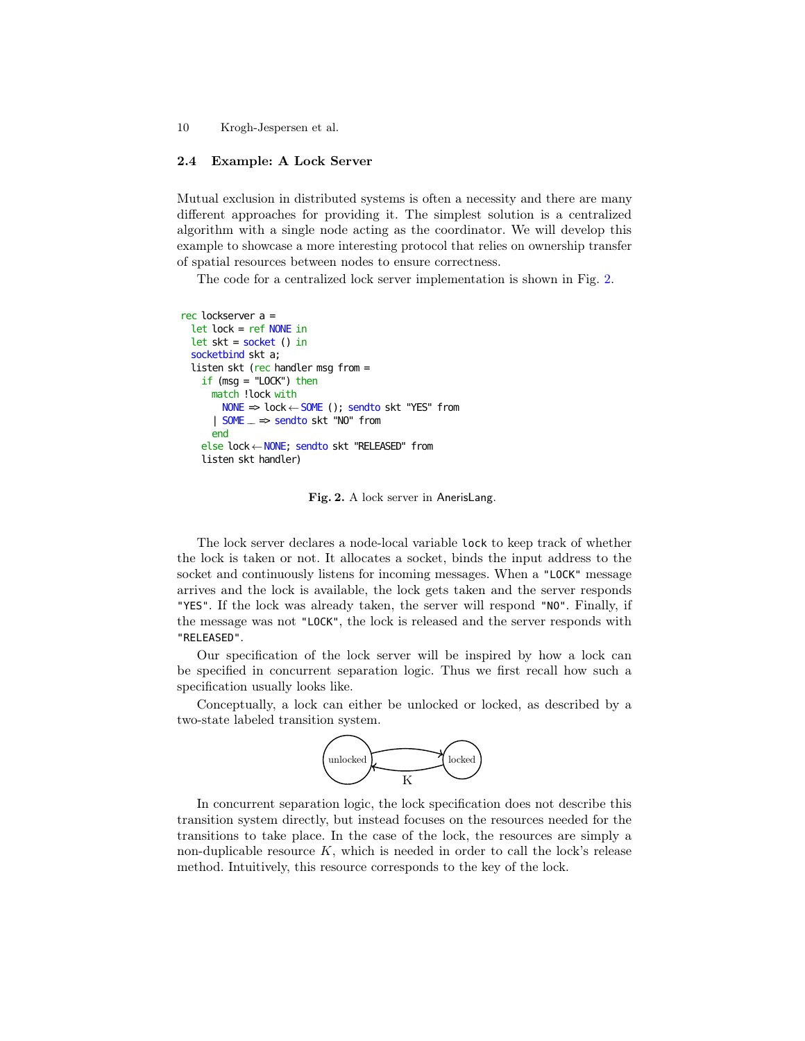### 2.4 Example: A Lock Server

Mutual exclusion in distributed systems is often a necessity and there are many different approaches for providing it. The simplest solution is a centralized algorithm with a single node acting as the coordinator. We will develop this example to showcase a more interesting protocol that relies on ownership transfer of spatial resources between nodes to ensure correctness.

The code for a centralized lock server implementation is shown in Fig. 2.

```
rec lockserver a =
  let lock = ref NONE in
  let skt = socket () in
  socketbind skt a;
  listen skt (rec handler msg from =
    if (msg = "LOCK") then
      match !lock with
        NONE => lock ← SOME (); sendto skt "YES" from
      | SOME _ => sendto skt "NO" from
      end
    else lock ← NONE; sendto skt "RELEASED" from
    listen skt handler)
```

**Fig. 2.** A lock server in AnerisLang.

The lock server declares a node-local variable `lock` to keep track of whether the lock is taken or not. It allocates a socket, binds the input address to the socket and continuously listens for incoming messages. When a `"LOCK"` message arrives and the lock is available, the lock gets taken and the server responds `"YES"`. If the lock was already taken, the server will respond `"NO"`. Finally, if the message was not `"LOCK"`, the lock is released and the server responds with `"RELEASED"`.

Our specification of the lock server will be inspired by how a lock can be specified in concurrent separation logic. Thus we first recall how such a specification usually looks like.

Conceptually, a lock can either be unlocked or locked, as described by a two-state labeled transition system.

unlocked
locked
K

In concurrent separation logic, the lock specification does not describe this transition system directly, but instead focuses on the resources needed for the transitions to take place. In the case of the lock, the resources are simply a non-duplicable resource $K$, which is needed in order to call the lock's release method. Intuitively, this resource corresponds to the key of the lock.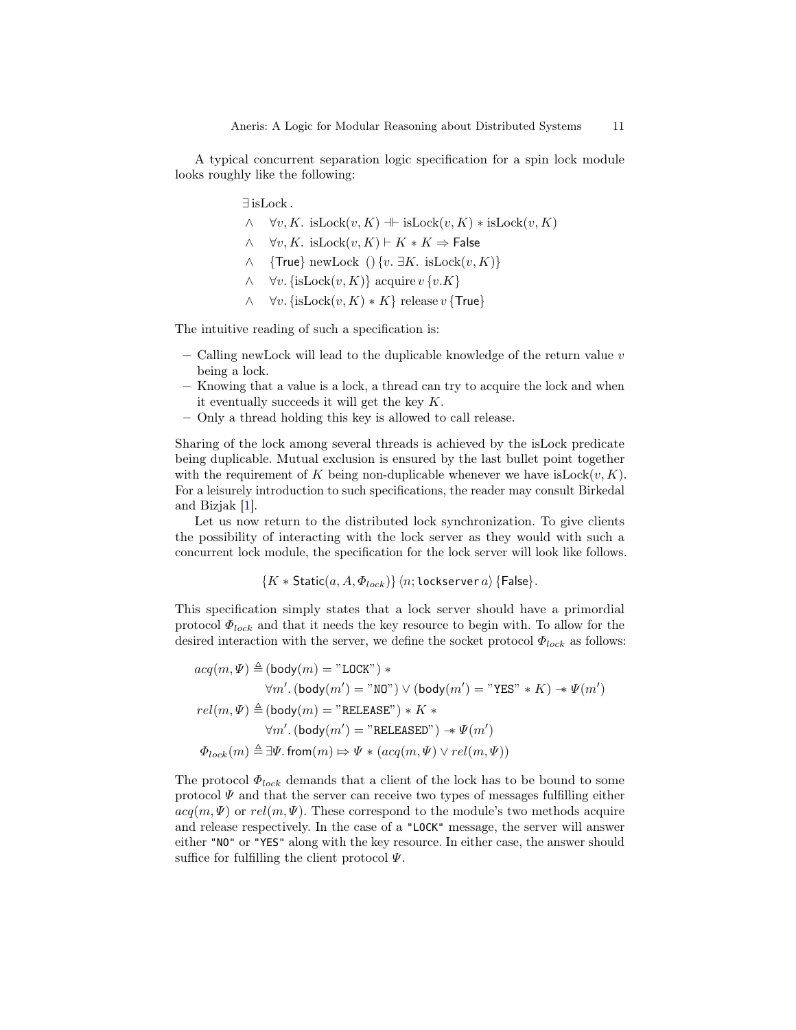A typical concurrent separation logic specification for a spin lock module looks roughly like the following:

$$
\begin{aligned}
&\exists\, \text{isLock}\,. \\
\wedge \quad & \forall v, K.\ \text{isLock}(v, K) \dashv\vdash \text{isLock}(v, K) * \text{isLock}(v, K) \\
\wedge \quad & \forall v, K.\ \text{isLock}(v, K) \vdash K * K \Rightarrow \mathsf{False} \\
\wedge \quad & \{\mathsf{True}\}\ \text{newLock}\ ()\ \{v.\ \exists K.\ \text{isLock}(v, K)\} \\
\wedge \quad & \forall v.\ \{\text{isLock}(v, K)\}\ \text{acquire}\ v\ \{v.K\} \\
\wedge \quad & \forall v.\ \{\text{isLock}(v, K) * K\}\ \text{release}\ v\ \{\mathsf{True}\}
\end{aligned}
$$

The intuitive reading of such a specification is:

- Calling newLock will lead to the duplicable knowledge of the return value $v$ being a lock.
- Knowing that a value is a lock, a thread can try to acquire the lock and when it eventually succeeds it will get the key $K$.
- Only a thread holding this key is allowed to call release.

Sharing of the lock among several threads is achieved by the isLock predicate being duplicable. Mutual exclusion is ensured by the last bullet point together with the requirement of $K$ being non-duplicable whenever we have $\text{isLock}(v, K)$. For a leisurely introduction to such specifications, the reader may consult Birkedal and Bizjak [1].

Let us now return to the distributed lock synchronization. To give clients the possibility of interacting with the lock server as they would with such a concurrent lock module, the specification for the lock server will look like follows.

$$\{K * \mathsf{Static}(a, A, \Phi_{lock})\}\ \langle n; \mathtt{lockserver}\ a\rangle\ \{\mathsf{False}\}.$$

This specification simply states that a lock server should have a primordial protocol $\Phi_{lock}$ and that it needs the key resource to begin with. To allow for the desired interaction with the server, we define the socket protocol $\Phi_{lock}$ as follows:

$$
\begin{aligned}
acq(m, \Psi) &\triangleq (\mathsf{body}(m) = \texttt{"LOCK"}) * \\
&\qquad \forall m'.\, (\mathsf{body}(m') = \texttt{"NO"}) \vee (\mathsf{body}(m') = \texttt{"YES"} * K) \twoheadrightarrow \Psi(m') \\
rel(m, \Psi) &\triangleq (\mathsf{body}(m) = \texttt{"RELEASE"}) * K * \\
&\qquad \forall m'.\, (\mathsf{body}(m') = \texttt{"RELEASED"}) \twoheadrightarrow \Psi(m') \\
\Phi_{lock}(m) &\triangleq \exists \Psi.\, \mathsf{from}(m) \Rightarrow \Psi * (acq(m, \Psi) \vee rel(m, \Psi))
\end{aligned}
$$

The protocol $\Phi_{lock}$ demands that a client of the lock has to be bound to some protocol $\Psi$ and that the server can receive two types of messages fulfilling either $acq(m, \Psi)$ or $rel(m, \Psi)$. These correspond to the module's two methods acquire and release respectively. In the case of a `"LOCK"` message, the server will answer either `"NO"` or `"YES"` along with the key resource. In either case, the answer should suffice for fulfilling the client protocol $\Psi$.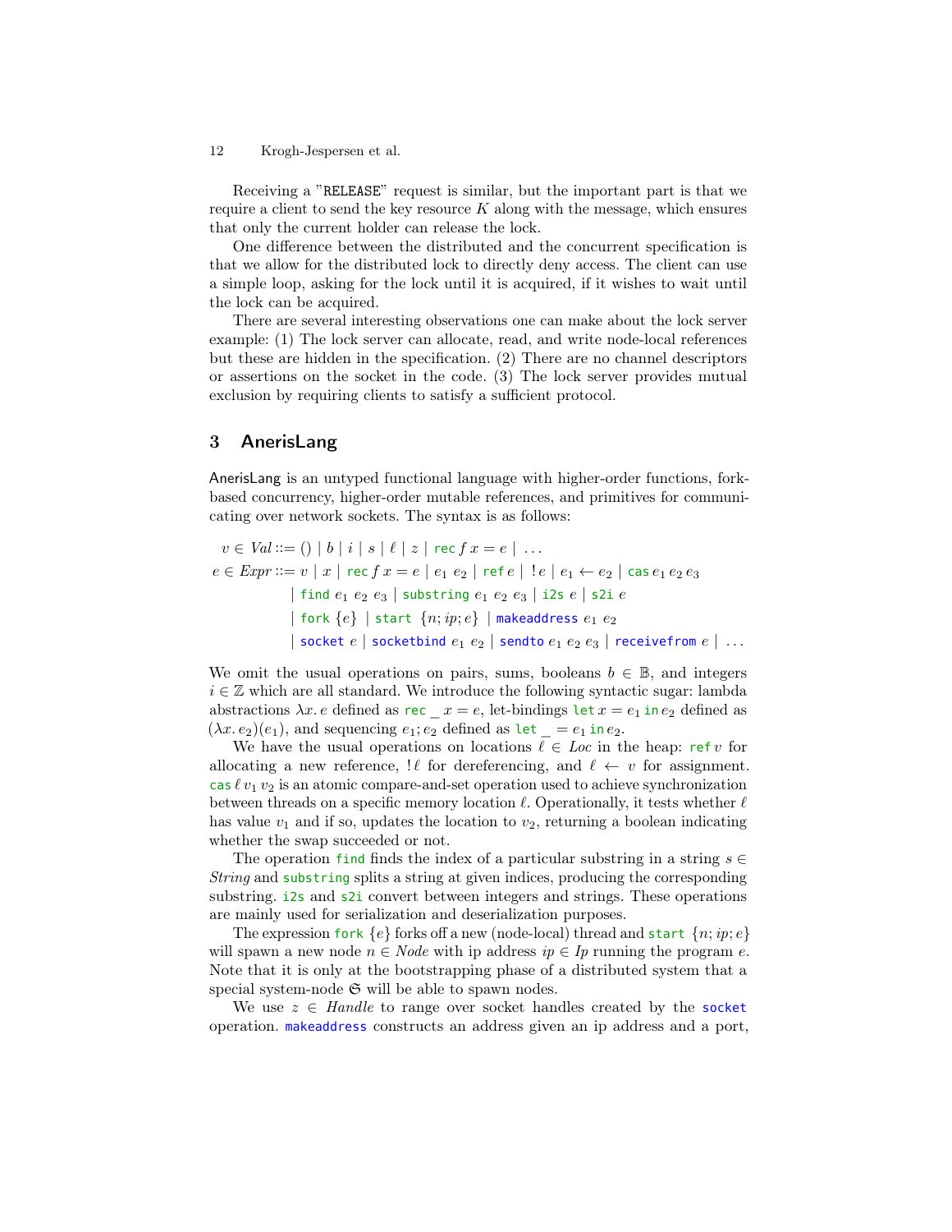Receiving a "RELEASE" request is similar, but the important part is that we require a client to send the key resource $K$ along with the message, which ensures that only the current holder can release the lock.

One difference between the distributed and the concurrent specification is that we allow for the distributed lock to directly deny access. The client can use a simple loop, asking for the lock until it is acquired, if it wishes to wait until the lock can be acquired.

There are several interesting observations one can make about the lock server example: (1) The lock server can allocate, read, and write node-local references but these are hidden in the specification. (2) There are no channel descriptors or assertions on the socket in the code. (3) The lock server provides mutual exclusion by requiring clients to satisfy a sufficient protocol.

## 3 AnerisLang

AnerisLang is an untyped functional language with higher-order functions, fork-based concurrency, higher-order mutable references, and primitives for communicating over network sockets. The syntax is as follows:

$$
\begin{aligned}
v \in \mathit{Val} &::= () \mid b \mid i \mid s \mid \ell \mid z \mid \texttt{rec}\, f\, x = e \mid \ \ldots \\
e \in \mathit{Expr} &::= v \mid x \mid \texttt{rec}\, f\, x = e \mid e_1\ e_2 \mid \texttt{ref}\, e \mid\ !\, e \mid e_1 \leftarrow e_2 \mid \texttt{cas}\, e_1\, e_2\, e_3 \\
&\quad \mid \texttt{find}\ e_1\ e_2\ e_3 \mid \texttt{substring}\ e_1\ e_2\ e_3 \mid \texttt{i2s}\ e \mid \texttt{s2i}\ e \\
&\quad \mid \texttt{fork}\ \{e\} \mid \texttt{start}\ \{n; ip; e\} \mid \texttt{makeaddress}\ e_1\ e_2 \\
&\quad \mid \texttt{socket}\ e \mid \texttt{socketbind}\ e_1\ e_2 \mid \texttt{sendto}\ e_1\ e_2\ e_3 \mid \texttt{receivefrom}\ e \mid \ \ldots
\end{aligned}
$$

We omit the usual operations on pairs, sums, booleans $b \in \mathbb{B}$, and integers $i \in \mathbb{Z}$ which are all standard. We introduce the following syntactic sugar: lambda abstractions $\lambda x.\, e$ defined as $\texttt{rec}\ \_\ x = e$, let-bindings $\texttt{let}\, x = e_1\, \texttt{in}\, e_2$ defined as $(\lambda x.\, e_2)(e_1)$, and sequencing $e_1; e_2$ defined as $\texttt{let}\ \_ = e_1\, \texttt{in}\, e_2$.

We have the usual operations on locations $\ell \in \mathit{Loc}$ in the heap: $\texttt{ref}\, v$ for allocating a new reference, $!\,\ell$ for dereferencing, and $\ell \leftarrow v$ for assignment. $\texttt{cas}\, \ell\, v_1\, v_2$ is an atomic compare-and-set operation used to achieve synchronization between threads on a specific memory location $\ell$. Operationally, it tests whether $\ell$ has value $v_1$ and if so, updates the location to $v_2$, returning a boolean indicating whether the swap succeeded or not.

The operation `find` finds the index of a particular substring in a string $s \in \mathit{String}$ and `substring` splits a string at given indices, producing the corresponding substring. `i2s` and `s2i` convert between integers and strings. These operations are mainly used for serialization and deserialization purposes.

The expression $\texttt{fork}\ \{e\}$ forks off a new (node-local) thread and $\texttt{start}\ \{n; ip; e\}$ will spawn a new node $n \in \mathit{Node}$ with ip address $ip \in \mathit{Ip}$ running the program $e$. Note that it is only at the bootstrapping phase of a distributed system that a special system-node $\mathfrak{S}$ will be able to spawn nodes.

We use $z \in \mathit{Handle}$ to range over socket handles created by the `socket` operation. `makeaddress` constructs an address given an ip address and a port,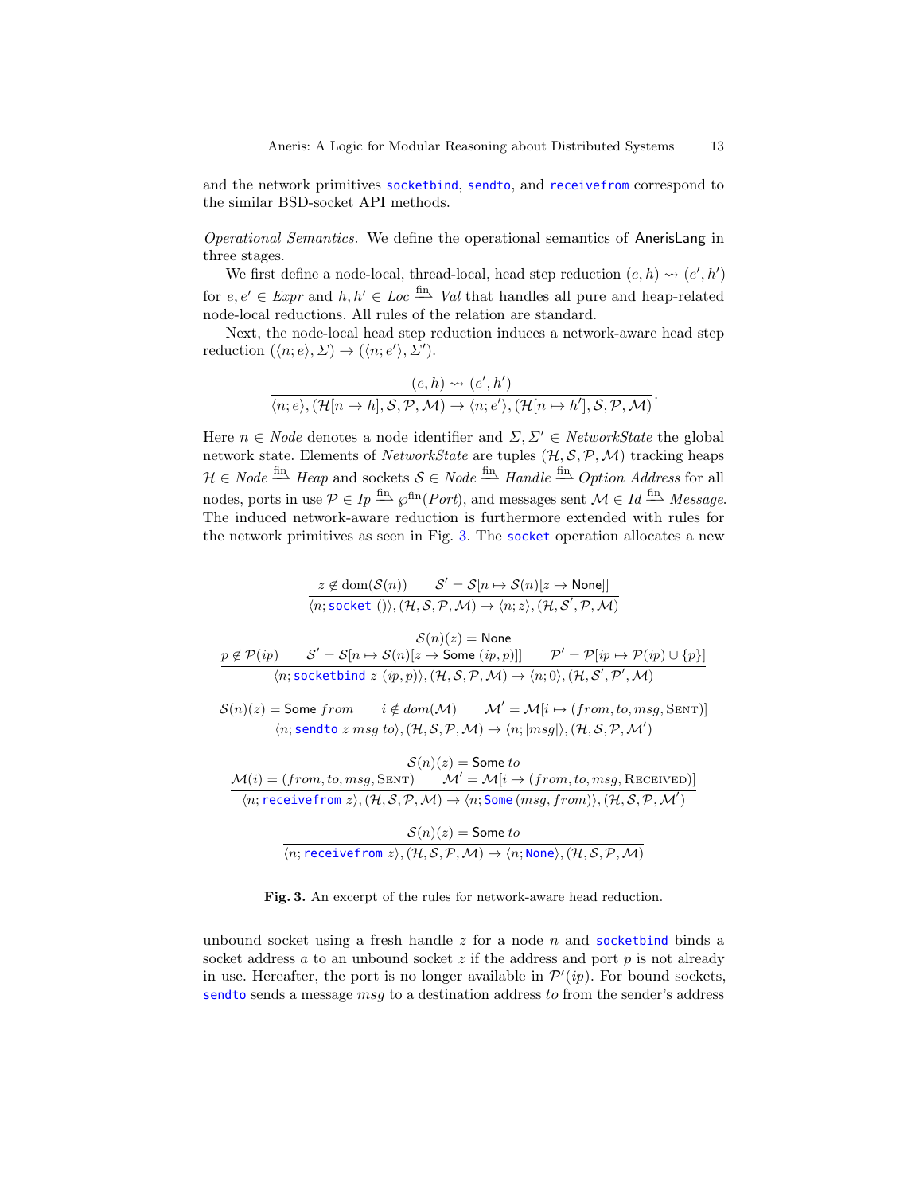and the network primitives `socketbind`, `sendto`, and `receivefrom` correspond to the similar BSD-socket API methods.

*Operational Semantics.* We define the operational semantics of AnerisLang in three stages.

We first define a node-local, thread-local, head step reduction $(e, h) \rightsquigarrow (e', h')$ for $e, e' \in \mathit{Expr}$ and $h, h' \in \mathit{Loc} \xrightarrow{\text{fin}} \mathit{Val}$ that handles all pure and heap-related node-local reductions. All rules of the relation are standard.

Next, the node-local head step reduction induces a network-aware head step reduction $(\langle n; e\rangle, \Sigma) \rightarrow (\langle n; e'\rangle, \Sigma')$.

$$\frac{(e, h) \rightsquigarrow (e', h')}{\langle n; e\rangle, (\mathcal{H}[n \mapsto h], \mathcal{S}, \mathcal{P}, \mathcal{M}) \rightarrow \langle n; e'\rangle, (\mathcal{H}[n \mapsto h'], \mathcal{S}, \mathcal{P}, \mathcal{M})}.$$

Here $n \in \mathit{Node}$ denotes a node identifier and $\Sigma, \Sigma' \in \mathit{NetworkState}$ the global network state. Elements of $\mathit{NetworkState}$ are tuples $(\mathcal{H}, \mathcal{S}, \mathcal{P}, \mathcal{M})$ tracking heaps $\mathcal{H} \in \mathit{Node} \xrightarrow{\text{fin}} \mathit{Heap}$ and sockets $\mathcal{S} \in \mathit{Node} \xrightarrow{\text{fin}} \mathit{Handle} \xrightarrow{\text{fin}} \mathit{Option}\ \mathit{Address}$ for all nodes, ports in use $\mathcal{P} \in \mathit{Ip} \xrightarrow{\text{fin}} \wp^{\text{fin}}(\mathit{Port})$, and messages sent $\mathcal{M} \in \mathit{Id} \xrightarrow{\text{fin}} \mathit{Message}$. The induced network-aware reduction is furthermore extended with rules for the network primitives as seen in Fig. 3. The `socket` operation allocates a new

$$\frac{z \notin \mathrm{dom}(\mathcal{S}(n)) \qquad \mathcal{S}' = \mathcal{S}[n \mapsto \mathcal{S}(n)[z \mapsto \mathsf{None}]]}{\langle n; \texttt{socket}\ ()\rangle, (\mathcal{H}, \mathcal{S}, \mathcal{P}, \mathcal{M}) \rightarrow \langle n; z\rangle, (\mathcal{H}, \mathcal{S}', \mathcal{P}, \mathcal{M})}$$

$$\frac{\begin{array}{c}\mathcal{S}(n)(z) = \mathsf{None}\\ p \notin \mathcal{P}(ip) \qquad \mathcal{S}' = \mathcal{S}[n \mapsto \mathcal{S}(n)[z \mapsto \mathsf{Some}\ (ip, p)]] \qquad \mathcal{P}' = \mathcal{P}[ip \mapsto \mathcal{P}(ip) \cup \{p\}]\end{array}}{\langle n; \texttt{socketbind}\ z\ (ip, p)\rangle, (\mathcal{H}, \mathcal{S}, \mathcal{P}, \mathcal{M}) \rightarrow \langle n; 0\rangle, (\mathcal{H}, \mathcal{S}', \mathcal{P}', \mathcal{M})}$$

$$\frac{\mathcal{S}(n)(z) = \mathsf{Some}\ \mathit{from} \qquad i \notin \mathit{dom}(\mathcal{M}) \qquad \mathcal{M}' = \mathcal{M}[i \mapsto (\mathit{from}, \mathit{to}, \mathit{msg}, \textsc{Sent})]}{\langle n; \texttt{sendto}\ z\ \mathit{msg}\ \mathit{to}\rangle, (\mathcal{H}, \mathcal{S}, \mathcal{P}, \mathcal{M}) \rightarrow \langle n; |\mathit{msg}|\rangle, (\mathcal{H}, \mathcal{S}, \mathcal{P}, \mathcal{M}')}$$

$$\frac{\begin{array}{c}\mathcal{S}(n)(z) = \mathsf{Some}\ \mathit{to}\\ \mathcal{M}(i) = (\mathit{from}, \mathit{to}, \mathit{msg}, \textsc{Sent}) \qquad \mathcal{M}' = \mathcal{M}[i \mapsto (\mathit{from}, \mathit{to}, \mathit{msg}, \textsc{Received})]\end{array}}{\langle n; \texttt{receivefrom}\ z\rangle, (\mathcal{H}, \mathcal{S}, \mathcal{P}, \mathcal{M}) \rightarrow \langle n; \texttt{Some}\ (\mathit{msg}, \mathit{from})\rangle, (\mathcal{H}, \mathcal{S}, \mathcal{P}, \mathcal{M}')}$$

$$\frac{\mathcal{S}(n)(z) = \mathsf{Some}\ \mathit{to}}{\langle n; \texttt{receivefrom}\ z\rangle, (\mathcal{H}, \mathcal{S}, \mathcal{P}, \mathcal{M}) \rightarrow \langle n; \texttt{None}\rangle, (\mathcal{H}, \mathcal{S}, \mathcal{P}, \mathcal{M})}$$

**Fig. 3.** An excerpt of the rules for network-aware head reduction.

unbound socket using a fresh handle $z$ for a node $n$ and `socketbind` binds a socket address $a$ to an unbound socket $z$ if the address and port $p$ is not already in use. Hereafter, the port is no longer available in $\mathcal{P}'(ip)$. For bound sockets, `sendto` sends a message $\mathit{msg}$ to a destination address $\mathit{to}$ from the sender's address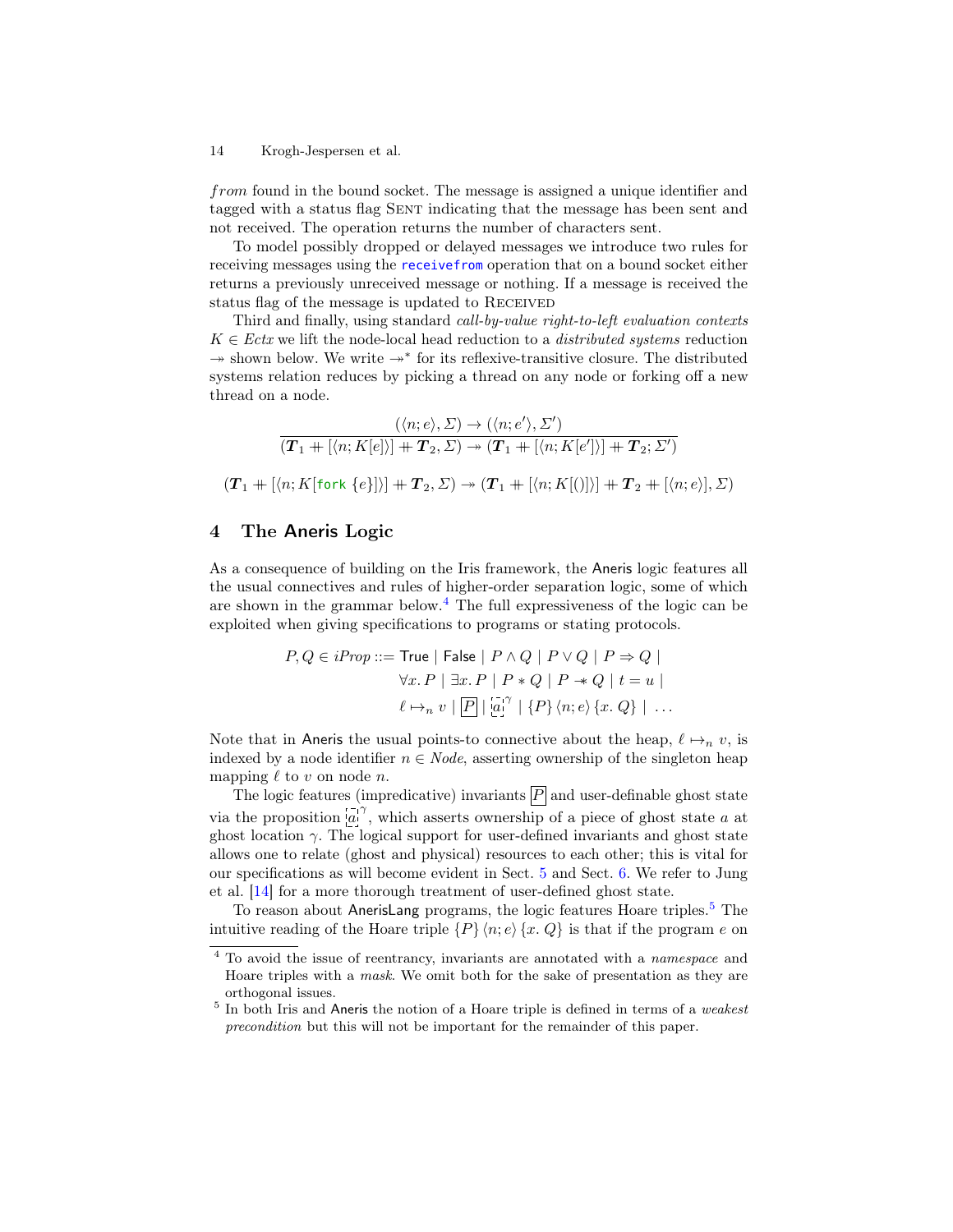*from* found in the bound socket. The message is assigned a unique identifier and tagged with a status flag SENT indicating that the message has been sent and not received. The operation returns the number of characters sent.

To model possibly dropped or delayed messages we introduce two rules for receiving messages using the `receivefrom` operation that on a bound socket either returns a previously unreceived message or nothing. If a message is received the status flag of the message is updated to RECEIVED

Third and finally, using standard *call-by-value right-to-left evaluation contexts* $K \in Ectx$ we lift the node-local head reduction to a *distributed systems* reduction $\twoheadrightarrow$ shown below. We write $\twoheadrightarrow^*$ for its reflexive-transitive closure. The distributed systems relation reduces by picking a thread on any node or forking off a new thread on a node.

$$\frac{(\langle n; e\rangle, \Sigma) \rightarrow (\langle n; e'\rangle, \Sigma')}{(\boldsymbol{T}_1 + [\langle n; K[e]\rangle] + \boldsymbol{T}_2, \Sigma) \twoheadrightarrow (\boldsymbol{T}_1 + [\langle n; K[e']\rangle] + \boldsymbol{T}_2; \Sigma')}$$

$$(\boldsymbol{T}_1 + [\langle n; K[\texttt{fork}\ \{e\}]\rangle] + \boldsymbol{T}_2, \Sigma) \twoheadrightarrow (\boldsymbol{T}_1 + [\langle n; K[()]\rangle] + \boldsymbol{T}_2 + [\langle n; e\rangle], \Sigma)$$

## 4 The Aneris Logic

As a consequence of building on the Iris framework, the Aneris logic features all the usual connectives and rules of higher-order separation logic, some of which are shown in the grammar below.[4] The full expressiveness of the logic can be exploited when giving specifications to programs or stating protocols.

$$\begin{aligned} P, Q \in iProp ::= {} & \mathsf{True} \mid \mathsf{False} \mid P \wedge Q \mid P \vee Q \mid P \Rightarrow Q \mid \\ & \forall x.\, P \mid \exists x.\, P \mid P * Q \mid P \mathrel{-\!\!*} Q \mid t = u \mid \\ & \ell \mapsto_n v \mid \boxed{P} \mid \left[\,a\,\right]^{\gamma} \mid \{P\}\,\langle n; e\rangle\,\{x.\, Q\} \mid \ldots \end{aligned}$$

Note that in Aneris the usual points-to connective about the heap, $\ell \mapsto_n v$, is indexed by a node identifier $n \in Node$, asserting ownership of the singleton heap mapping $\ell$ to $v$ on node $n$.

The logic features (impredicative) invariants $\boxed{P}$ and user-definable ghost state via the proposition $\left[\,a\,\right]^{\gamma}$, which asserts ownership of a piece of ghost state $a$ at ghost location $\gamma$. The logical support for user-defined invariants and ghost state allows one to relate (ghost and physical) resources to each other; this is vital for our specifications as will become evident in Sect. 5 and Sect. 6. We refer to Jung et al. [14] for a more thorough treatment of user-defined ghost state.

To reason about AnerisLang programs, the logic features Hoare triples.[5] The intuitive reading of the Hoare triple $\{P\}\,\langle n; e\rangle\,\{x.\, Q\}$ is that if the program $e$ on

[4] To avoid the issue of reentrancy, invariants are annotated with a *namespace* and Hoare triples with a *mask*. We omit both for the sake of presentation as they are orthogonal issues.

[5] In both Iris and Aneris the notion of a Hoare triple is defined in terms of a *weakest precondition* but this will not be important for the remainder of this paper.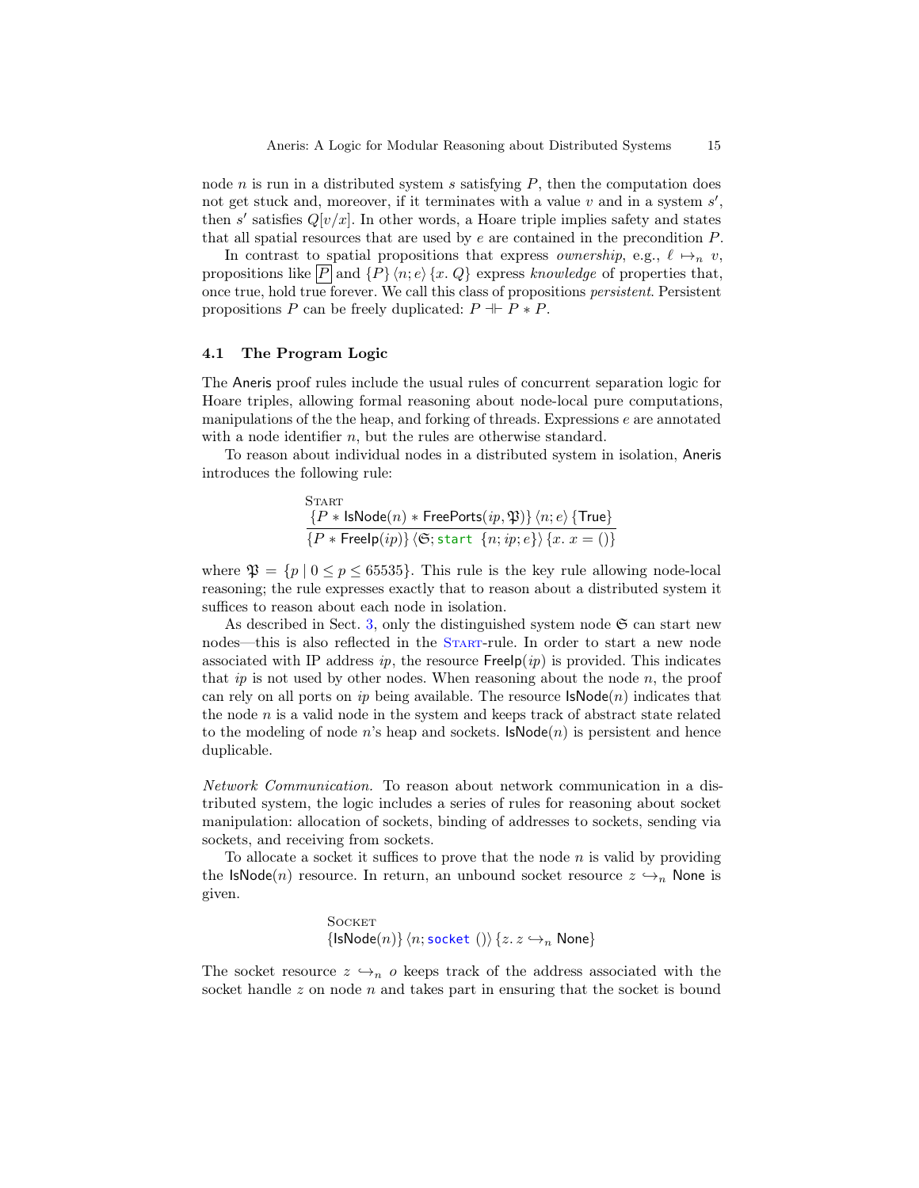node $n$ is run in a distributed system $s$ satisfying $P$, then the computation does not get stuck and, moreover, if it terminates with a value $v$ and in a system $s'$, then $s'$ satisfies $Q[v/x]$. In other words, a Hoare triple implies safety and states that all spatial resources that are used by $e$ are contained in the precondition $P$.

In contrast to spatial propositions that express *ownership*, e.g., $\ell \mapsto_n v$, propositions like $\boxed{P}$ and $\{P\}\,\langle n; e\rangle\,\{x.\, Q\}$ express *knowledge* of properties that, once true, hold true forever. We call this class of propositions *persistent*. Persistent propositions $P$ can be freely duplicated: $P \dashv\vdash P * P$.

### 4.1 The Program Logic

The Aneris proof rules include the usual rules of concurrent separation logic for Hoare triples, allowing formal reasoning about node-local pure computations, manipulations of the the heap, and forking of threads. Expressions $e$ are annotated with a node identifier $n$, but the rules are otherwise standard.

To reason about individual nodes in a distributed system in isolation, Aneris introduces the following rule:

Start
$$\frac{\{P * \mathsf{IsNode}(n) * \mathsf{FreePorts}(ip, \mathfrak{P})\}\,\langle n; e\rangle\,\{\mathsf{True}\}}{\{P * \mathsf{FreeIp}(ip)\}\,\langle \mathfrak{S}; \texttt{start}\ \{n; ip; e\}\rangle\,\{x.\, x = ()\}}$$

where $\mathfrak{P} = \{p \mid 0 \leq p \leq 65535\}$. This rule is the key rule allowing node-local reasoning; the rule expresses exactly that to reason about a distributed system it suffices to reason about each node in isolation.

As described in Sect. 3, only the distinguished system node $\mathfrak{S}$ can start new nodes—this is also reflected in the Start-rule. In order to start a new node associated with IP address $ip$, the resource $\mathsf{FreeIp}(ip)$ is provided. This indicates that $ip$ is not used by other nodes. When reasoning about the node $n$, the proof can rely on all ports on $ip$ being available. The resource $\mathsf{IsNode}(n)$ indicates that the node $n$ is a valid node in the system and keeps track of abstract state related to the modeling of node $n$'s heap and sockets. $\mathsf{IsNode}(n)$ is persistent and hence duplicable.

*Network Communication.* To reason about network communication in a distributed system, the logic includes a series of rules for reasoning about socket manipulation: allocation of sockets, binding of addresses to sockets, sending via sockets, and receiving from sockets.

To allocate a socket it suffices to prove that the node $n$ is valid by providing the $\mathsf{IsNode}(n)$ resource. In return, an unbound socket resource $z \hookrightarrow_n \mathsf{None}$ is given.

Socket
$$\{\mathsf{IsNode}(n)\}\,\langle n; \texttt{socket}\ ()\rangle\,\{z.\, z \hookrightarrow_n \mathsf{None}\}$$

The socket resource $z \hookrightarrow_n o$ keeps track of the address associated with the socket handle $z$ on node $n$ and takes part in ensuring that the socket is bound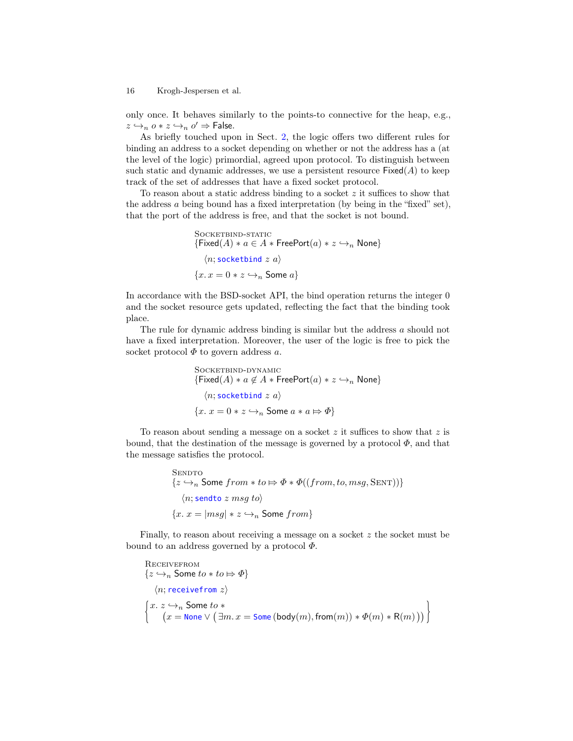only once. It behaves similarly to the points-to connective for the heap, e.g., $z \hookrightarrow_n o * z \hookrightarrow_n o' \Rightarrow \mathsf{False}$.

As briefly touched upon in Sect. 2, the logic offers two different rules for binding an address to a socket depending on whether or not the address has a (at the level of the logic) primordial, agreed upon protocol. To distinguish between such static and dynamic addresses, we use a persistent resource $\mathsf{Fixed}(A)$ to keep track of the set of addresses that have a fixed socket protocol.

To reason about a static address binding to a socket $z$ it suffices to show that the address $a$ being bound has a fixed interpretation (by being in the "fixed" set), that the port of the address is free, and that the socket is not bound.

$$
\begin{array}{l}
\textsc{Socketbind-static} \\
\{\mathsf{Fixed}(A) * a \in A * \mathsf{FreePort}(a) * z \hookrightarrow_n \mathsf{None}\} \\
\quad \langle n; \texttt{socketbind}\ z\ a \rangle \\
\{x. x = 0 * z \hookrightarrow_n \mathsf{Some}\ a\}
\end{array}
$$

In accordance with the BSD-socket API, the bind operation returns the integer 0 and the socket resource gets updated, reflecting the fact that the binding took place.

The rule for dynamic address binding is similar but the address $a$ should not have a fixed interpretation. Moreover, the user of the logic is free to pick the socket protocol $\Phi$ to govern address $a$.

$$
\begin{array}{l}
\textsc{Socketbind-dynamic} \\
\{\mathsf{Fixed}(A) * a \notin A * \mathsf{FreePort}(a) * z \hookrightarrow_n \mathsf{None}\} \\
\quad \langle n; \texttt{socketbind}\ z\ a \rangle \\
\{x.\ x = 0 * z \hookrightarrow_n \mathsf{Some}\ a * a \Rightarrow \Phi\}
\end{array}
$$

To reason about sending a message on a socket $z$ it suffices to show that $z$ is bound, that the destination of the message is governed by a protocol $\Phi$, and that the message satisfies the protocol.

$$
\begin{array}{l}
\textsc{Sendto} \\
\{z \hookrightarrow_n \mathsf{Some}\ from * to \Rightarrow \Phi * \Phi((from, to, msg, \textsc{Sent}))\} \\
\quad \langle n; \texttt{sendto}\ z\ msg\ to \rangle \\
\{x.\ x = |msg| * z \hookrightarrow_n \mathsf{Some}\ from\}
\end{array}
$$

Finally, to reason about receiving a message on a socket $z$ the socket must be bound to an address governed by a protocol $\Phi$.

$$
\begin{array}{l}
\textsc{Receivefrom} \\
\{z \hookrightarrow_n \mathsf{Some}\ to * to \Rightarrow \Phi\} \\
\quad \langle n; \texttt{receivefrom}\ z \rangle \\
\left\{ \begin{array}{l} x.\ z \hookrightarrow_n \mathsf{Some}\ to\ * \\ \quad \big(x = \texttt{None} \lor \big(\exists m.\ x = \texttt{Some}\,(\mathsf{body}(m), \mathsf{from}(m)) * \Phi(m) * \mathsf{R}(m)\big)\big) \end{array} \right\}
\end{array}
$$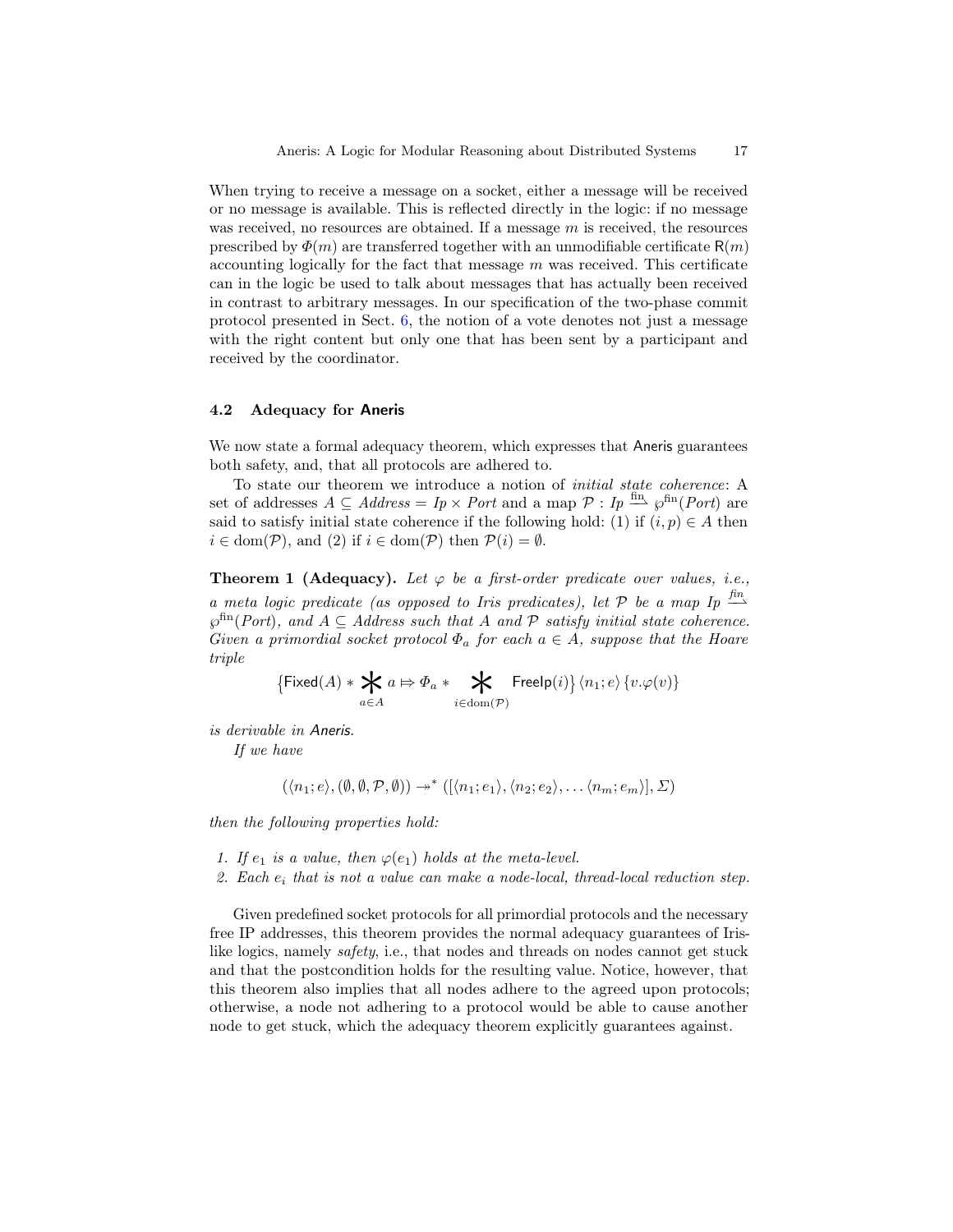When trying to receive a message on a socket, either a message will be received or no message is available. This is reflected directly in the logic: if no message was received, no resources are obtained. If a message $m$ is received, the resources prescribed by $\Phi(m)$ are transferred together with an unmodifiable certificate $\mathsf{R}(m)$ accounting logically for the fact that message $m$ was received. This certificate can in the logic be used to talk about messages that has actually been received in contrast to arbitrary messages. In our specification of the two-phase commit protocol presented in Sect. 6, the notion of a vote denotes not just a message with the right content but only one that has been sent by a participant and received by the coordinator.

### 4.2 Adequacy for Aneris

We now state a formal adequacy theorem, which expresses that Aneris guarantees both safety, and, that all protocols are adhered to.

To state our theorem we introduce a notion of *initial state coherence*: A set of addresses $A \subseteq \mathit{Address} = \mathit{Ip} \times \mathit{Port}$ and a map $\mathcal{P} : \mathit{Ip} \xrightarrow{\text{fin}} \wp^{\text{fin}}(\mathit{Port})$ are said to satisfy initial state coherence if the following hold: (1) if $(i, p) \in A$ then $i \in \mathrm{dom}(\mathcal{P})$, and (2) if $i \in \mathrm{dom}(\mathcal{P})$ then $\mathcal{P}(i) = \emptyset$.

**Theorem 1 (Adequacy).** *Let $\varphi$ be a first-order predicate over values, i.e., a meta logic predicate (as opposed to Iris predicates), let $\mathcal{P}$ be a map $\mathit{Ip} \xrightarrow{\text{fin}} \wp^{\text{fin}}(\mathit{Port})$, and $A \subseteq \mathit{Address}$ such that $A$ and $\mathcal{P}$ satisfy initial state coherence. Given a primordial socket protocol $\Phi_a$ for each $a \in A$, suppose that the Hoare triple*

$$\left\{\mathsf{Fixed}(A) * \mathop{\Huge *}_{a \in A} a \Rightarrow \Phi_a * \mathop{\Huge *}_{i \in \mathrm{dom}(\mathcal{P})} \mathsf{FreeIp}(i)\right\} \langle n_1; e \rangle \{v.\varphi(v)\}$$

*is derivable in Aneris.*

*If we have*

$$(\langle n_1; e \rangle, (\emptyset, \emptyset, \mathcal{P}, \emptyset)) \twoheadrightarrow^* ([\langle n_1; e_1 \rangle, \langle n_2; e_2 \rangle, \ldots \langle n_m; e_m \rangle], \Sigma)$$

*then the following properties hold:*

1. *If $e_1$ is a value, then $\varphi(e_1)$ holds at the meta-level.*
2. *Each $e_i$ that is not a value can make a node-local, thread-local reduction step.*

Given predefined socket protocols for all primordial protocols and the necessary free IP addresses, this theorem provides the normal adequacy guarantees of Iris-like logics, namely *safety*, i.e., that nodes and threads on nodes cannot get stuck and that the postcondition holds for the resulting value. Notice, however, that this theorem also implies that all nodes adhere to the agreed upon protocols; otherwise, a node not adhering to a protocol would be able to cause another node to get stuck, which the adequacy theorem explicitly guarantees against.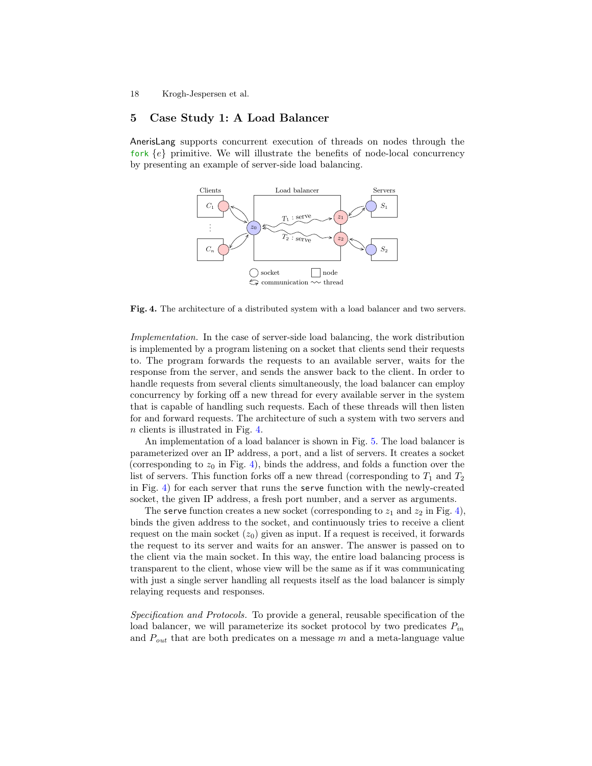## 5 Case Study 1: A Load Balancer

AnerisLang supports concurrent execution of threads on nodes through the fork $\{e\}$ primitive. We will illustrate the benefits of node-local concurrency by presenting an example of server-side load balancing.

**Fig. 4.** The architecture of a distributed system with a load balancer and two servers.

*Implementation.* In the case of server-side load balancing, the work distribution is implemented by a program listening on a socket that clients send their requests to. The program forwards the requests to an available server, waits for the response from the server, and sends the answer back to the client. In order to handle requests from several clients simultaneously, the load balancer can employ concurrency by forking off a new thread for every available server in the system that is capable of handling such requests. Each of these threads will then listen for and forward requests. The architecture of such a system with two servers and $n$ clients is illustrated in Fig. 4.

An implementation of a load balancer is shown in Fig. 5. The load balancer is parameterized over an IP address, a port, and a list of servers. It creates a socket (corresponding to $z_0$ in Fig. 4), binds the address, and folds a function over the list of servers. This function forks off a new thread (corresponding to $T_1$ and $T_2$ in Fig. 4) for each server that runs the serve function with the newly-created socket, the given IP address, a fresh port number, and a server as arguments.

The serve function creates a new socket (corresponding to $z_1$ and $z_2$ in Fig. 4), binds the given address to the socket, and continuously tries to receive a client request on the main socket ($z_0$) given as input. If a request is received, it forwards the request to its server and waits for an answer. The answer is passed on to the client via the main socket. In this way, the entire load balancing process is transparent to the client, whose view will be the same as if it was communicating with just a single server handling all requests itself as the load balancer is simply relaying requests and responses.

*Specification and Protocols.* To provide a general, reusable specification of the load balancer, we will parameterize its socket protocol by two predicates $P_{in}$ and $P_{out}$ that are both predicates on a message $m$ and a meta-language value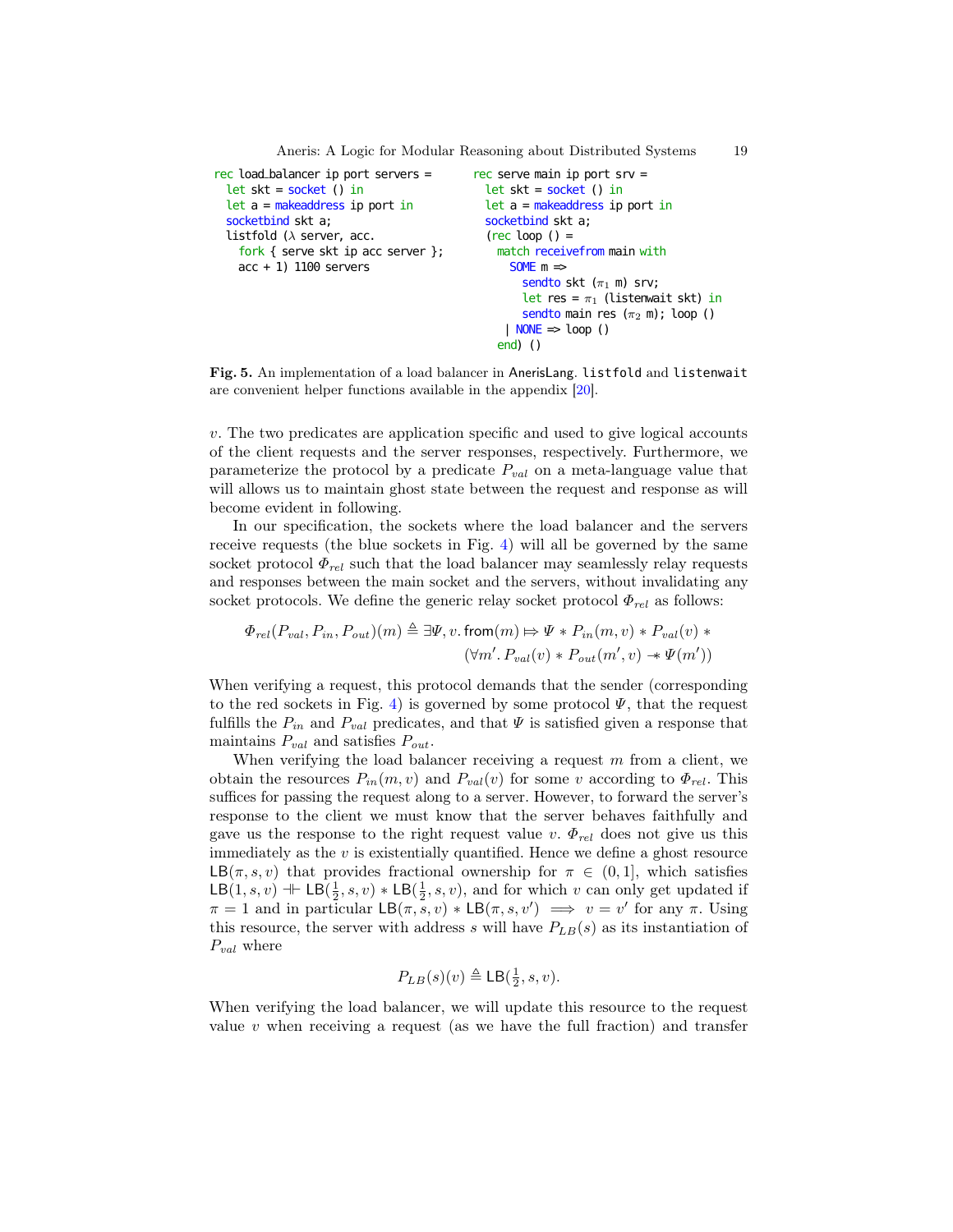```
rec load_balancer ip port servers =
  let skt = socket () in
  let a = makeaddress ip port in
  socketbind skt a;
  listfold (λ server, acc.
    fork { serve skt ip acc server };
    acc + 1) 1100 servers
```

```
rec serve main ip port srv =
  let skt = socket () in
  let a = makeaddress ip port in
  socketbind skt a;
  (rec loop () =
    match receivefrom main with
      SOME m =>
        sendto skt (π1 m) srv;
        let res = π1 (listenwait skt) in
        sendto main res (π2 m); loop ()
    | NONE => loop ()
    end) ()
```

**Fig. 5.** An implementation of a load balancer in AnerisLang. `listfold` and `listenwait` are convenient helper functions available in the appendix [20].

$v$. The two predicates are application specific and used to give logical accounts of the client requests and the server responses, respectively. Furthermore, we parameterize the protocol by a predicate $P_{val}$ on a meta-language value that will allows us to maintain ghost state between the request and response as will become evident in following.

In our specification, the sockets where the load balancer and the servers receive requests (the blue sockets in Fig. 4) will all be governed by the same socket protocol $\Phi_{rel}$ such that the load balancer may seamlessly relay requests and responses between the main socket and the servers, without invalidating any socket protocols. We define the generic relay socket protocol $\Phi_{rel}$ as follows:

$$\Phi_{rel}(P_{val}, P_{in}, P_{out})(m) \triangleq \exists \Psi, v.\, \mathsf{from}(m) \Mapsto \Psi * P_{in}(m, v) * P_{val}(v) * \\ (\forall m'.\, P_{val}(v) * P_{out}(m', v) \mathrel{-\!\!*} \Psi(m'))$$

When verifying a request, this protocol demands that the sender (corresponding to the red sockets in Fig. 4) is governed by some protocol $\Psi$, that the request fulfills the $P_{in}$ and $P_{val}$ predicates, and that $\Psi$ is satisfied given a response that maintains $P_{val}$ and satisfies $P_{out}$.

When verifying the load balancer receiving a request $m$ from a client, we obtain the resources $P_{in}(m, v)$ and $P_{val}(v)$ for some $v$ according to $\Phi_{rel}$. This suffices for passing the request along to a server. However, to forward the server's response to the client we must know that the server behaves faithfully and gave us the response to the right request value $v$. $\Phi_{rel}$ does not give us this immediately as the $v$ is existentially quantified. Hence we define a ghost resource $\mathsf{LB}(\pi, s, v)$ that provides fractional ownership for $\pi \in (0, 1]$, which satisfies $\mathsf{LB}(1, s, v) \dashv\vdash \mathsf{LB}(\frac{1}{2}, s, v) * \mathsf{LB}(\frac{1}{2}, s, v)$, and for which $v$ can only get updated if $\pi = 1$ and in particular $\mathsf{LB}(\pi, s, v) * \mathsf{LB}(\pi, s, v') \implies v = v'$ for any $\pi$. Using this resource, the server with address $s$ will have $P_{LB}(s)$ as its instantiation of $P_{val}$ where

$$P_{LB}(s)(v) \triangleq \mathsf{LB}(\tfrac{1}{2}, s, v).$$

When verifying the load balancer, we will update this resource to the request value $v$ when receiving a request (as we have the full fraction) and transfer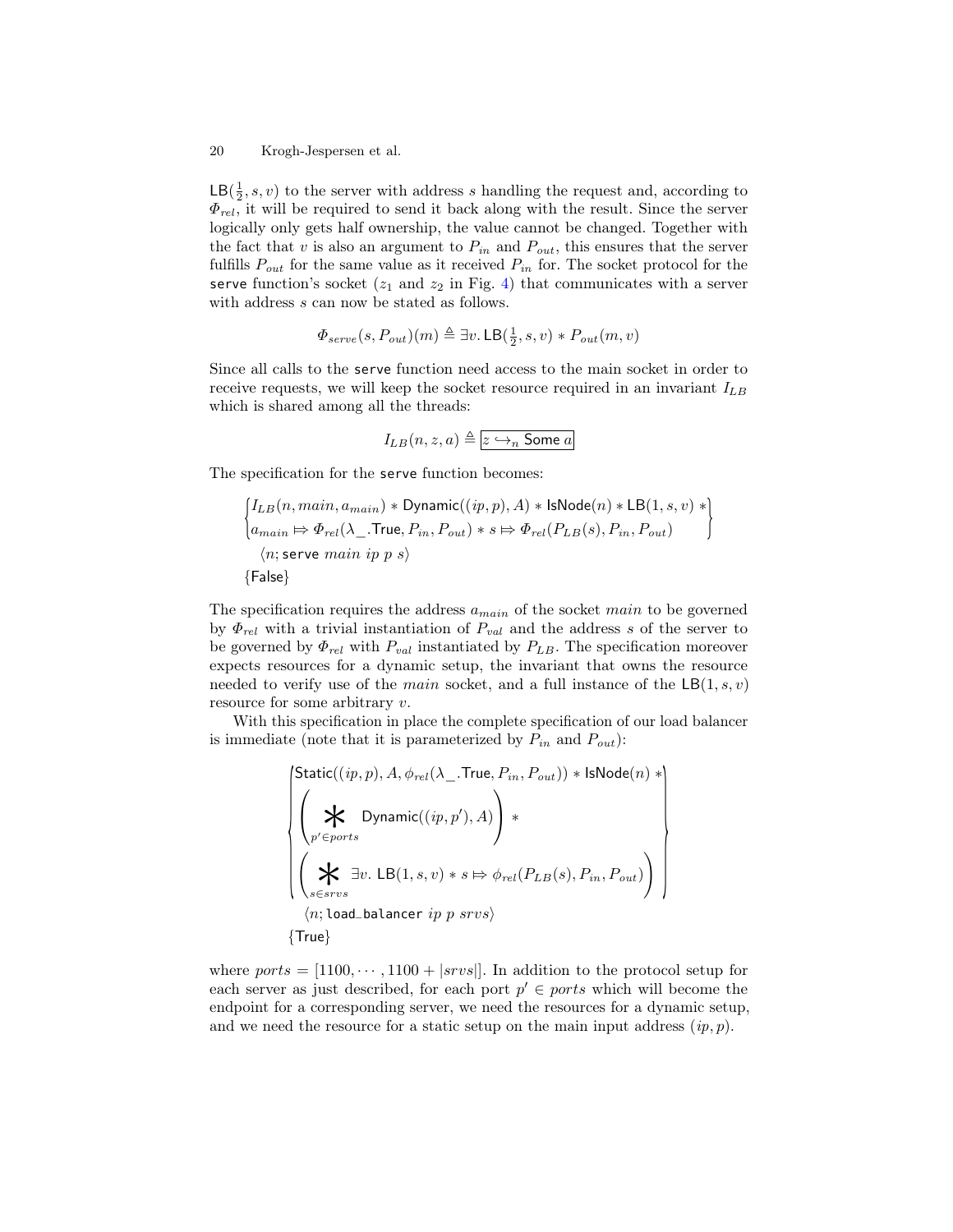$\mathsf{LB}(\frac{1}{2}, s, v)$ to the server with address $s$ handling the request and, according to $\Phi_{rel}$, it will be required to send it back along with the result. Since the server logically only gets half ownership, the value cannot be changed. Together with the fact that $v$ is also an argument to $P_{in}$ and $P_{out}$, this ensures that the server fulfills $P_{out}$ for the same value as it received $P_{in}$ for. The socket protocol for the `serve` function's socket ($z_1$ and $z_2$ in Fig. 4) that communicates with a server with address $s$ can now be stated as follows.

$$\Phi_{serve}(s, P_{out})(m) \triangleq \exists v.\, \mathsf{LB}(\tfrac{1}{2}, s, v) * P_{out}(m, v)$$

Since all calls to the `serve` function need access to the main socket in order to receive requests, we will keep the socket resource required in an invariant $I_{LB}$ which is shared among all the threads:

$$I_{LB}(n, z, a) \triangleq \boxed{z \hookrightarrow_n \mathsf{Some}\ a}$$

The specification for the `serve` function becomes:

$$\begin{Bmatrix} I_{LB}(n, main, a_{main}) * \mathsf{Dynamic}((ip, p), A) * \mathsf{IsNode}(n) * \mathsf{LB}(1, s, v) * \\ a_{main} \Rrightarrow \Phi_{rel}(\lambda\_.\mathsf{True}, P_{in}, P_{out}) * s \Rrightarrow \Phi_{rel}(P_{LB}(s), P_{in}, P_{out}) \end{Bmatrix}$$
$$\langle n; \mathsf{serve}\ main\ ip\ p\ s \rangle$$
$$\{\mathsf{False}\}$$

The specification requires the address $a_{main}$ of the socket $main$ to be governed by $\Phi_{rel}$ with a trivial instantiation of $P_{val}$ and the address $s$ of the server to be governed by $\Phi_{rel}$ with $P_{val}$ instantiated by $P_{LB}$. The specification moreover expects resources for a dynamic setup, the invariant that owns the resource needed to verify use of the $main$ socket, and a full instance of the $\mathsf{LB}(1, s, v)$ resource for some arbitrary $v$.

With this specification in place the complete specification of our load balancer is immediate (note that it is parameterized by $P_{in}$ and $P_{out}$):

$$\begin{Bmatrix} \mathsf{Static}((ip, p), A, \phi_{rel}(\lambda\_.\mathsf{True}, P_{in}, P_{out})) * \mathsf{IsNode}(n) * \\ \left( \mathop{\Huge *}_{p' \in ports} \mathsf{Dynamic}((ip, p'), A) \right) * \\ \left( \mathop{\Huge *}_{s \in srvs} \exists v.\ \mathsf{LB}(1, s, v) * s \Rrightarrow \phi_{rel}(P_{LB}(s), P_{in}, P_{out}) \right) \end{Bmatrix}$$
$$\langle n; \mathsf{load\_balancer}\ ip\ p\ srvs \rangle$$
$$\{\mathsf{True}\}$$

where $ports = [1100, \cdots, 1100 + |srvs|]$. In addition to the protocol setup for each server as just described, for each port $p' \in ports$ which will become the endpoint for a corresponding server, we need the resources for a dynamic setup, and we need the resource for a static setup on the main input address $(ip, p)$.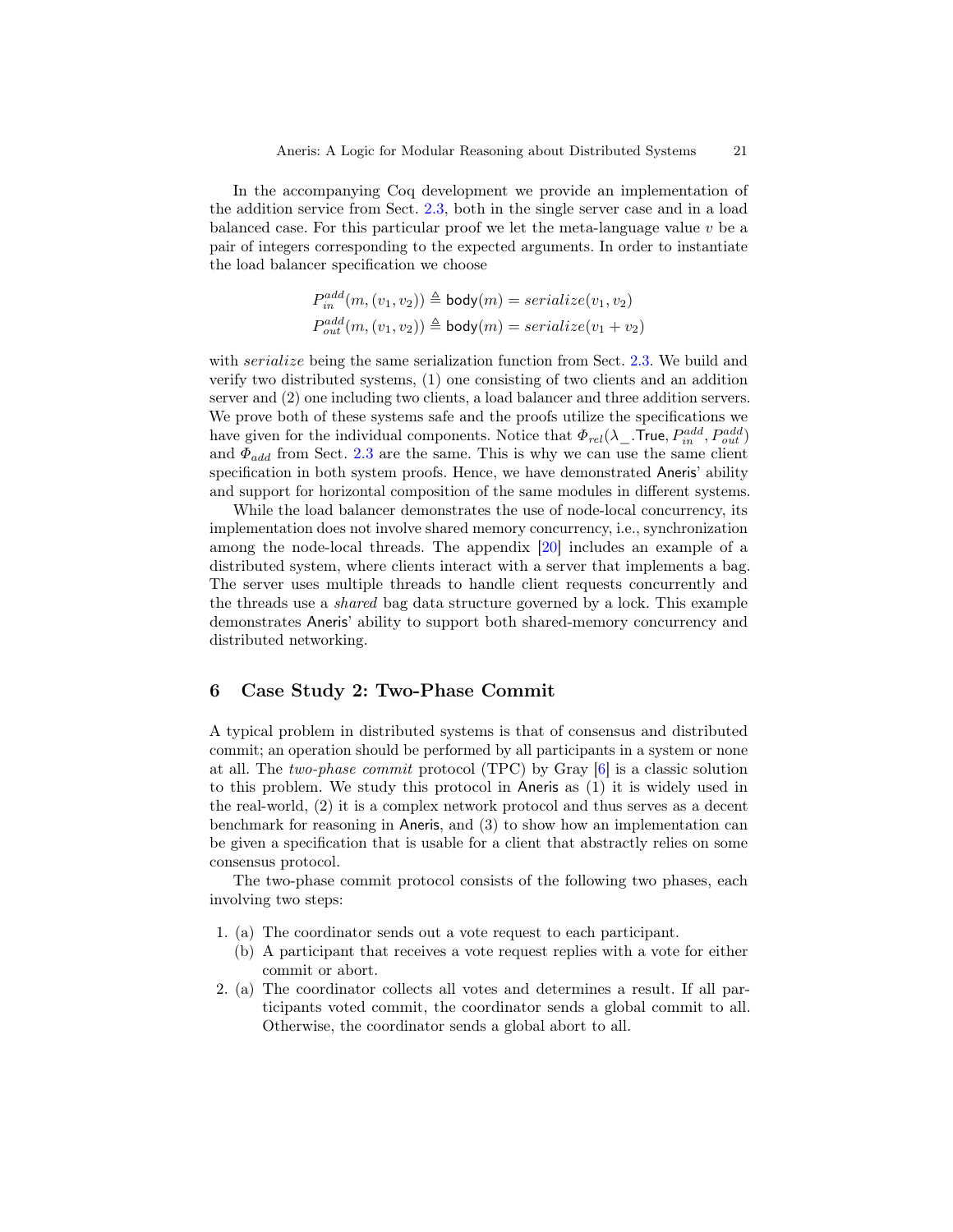In the accompanying Coq development we provide an implementation of the addition service from Sect. 2.3, both in the single server case and in a load balanced case. For this particular proof we let the meta-language value $v$ be a pair of integers corresponding to the expected arguments. In order to instantiate the load balancer specification we choose

$$P_{in}^{add}(m, (v_1, v_2)) \triangleq \mathsf{body}(m) = serialize(v_1, v_2)$$
$$P_{out}^{add}(m, (v_1, v_2)) \triangleq \mathsf{body}(m) = serialize(v_1 + v_2)$$

with *serialize* being the same serialization function from Sect. 2.3. We build and verify two distributed systems, (1) one consisting of two clients and an addition server and (2) one including two clients, a load balancer and three addition servers. We prove both of these systems safe and the proofs utilize the specifications we have given for the individual components. Notice that $\Phi_{rel}(\lambda\_.\mathsf{True}, P_{in}^{add}, P_{out}^{add})$ and $\Phi_{add}$ from Sect. 2.3 are the same. This is why we can use the same client specification in both system proofs. Hence, we have demonstrated Aneris' ability and support for horizontal composition of the same modules in different systems.

While the load balancer demonstrates the use of node-local concurrency, its implementation does not involve shared memory concurrency, i.e., synchronization among the node-local threads. The appendix [20] includes an example of a distributed system, where clients interact with a server that implements a bag. The server uses multiple threads to handle client requests concurrently and the threads use a *shared* bag data structure governed by a lock. This example demonstrates Aneris' ability to support both shared-memory concurrency and distributed networking.

## 6 Case Study 2: Two-Phase Commit

A typical problem in distributed systems is that of consensus and distributed commit; an operation should be performed by all participants in a system or none at all. The *two-phase commit* protocol (TPC) by Gray [6] is a classic solution to this problem. We study this protocol in Aneris as (1) it is widely used in the real-world, (2) it is a complex network protocol and thus serves as a decent benchmark for reasoning in Aneris, and (3) to show how an implementation can be given a specification that is usable for a client that abstractly relies on some consensus protocol.

The two-phase commit protocol consists of the following two phases, each involving two steps:

1. (a) The coordinator sends out a vote request to each participant.
   (b) A participant that receives a vote request replies with a vote for either commit or abort.
2. (a) The coordinator collects all votes and determines a result. If all participants voted commit, the coordinator sends a global commit to all. Otherwise, the coordinator sends a global abort to all.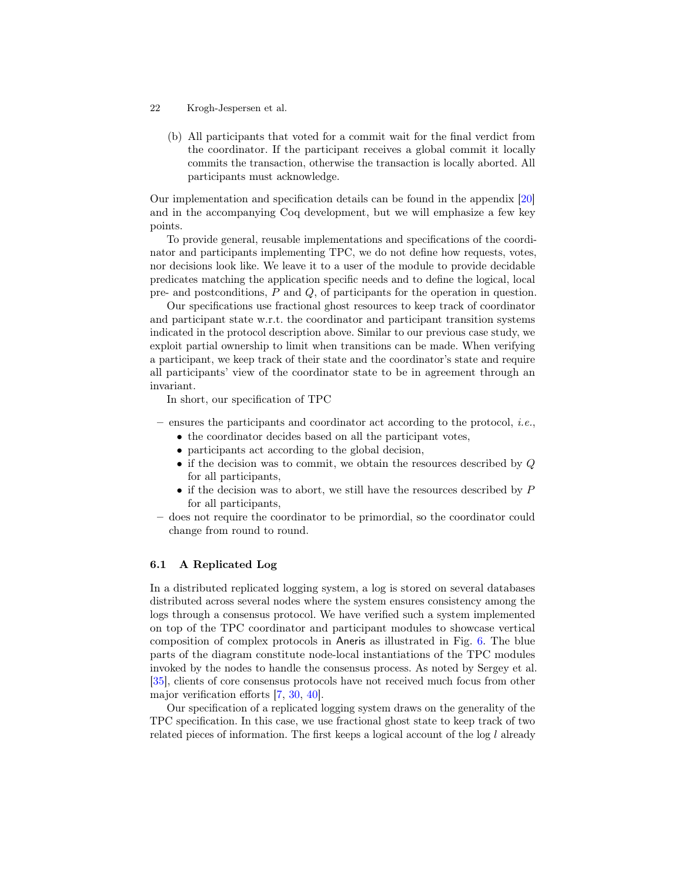(b) All participants that voted for a commit wait for the final verdict from the coordinator. If the participant receives a global commit it locally commits the transaction, otherwise the transaction is locally aborted. All participants must acknowledge.

Our implementation and specification details can be found in the appendix [20] and in the accompanying Coq development, but we will emphasize a few key points.

To provide general, reusable implementations and specifications of the coordinator and participants implementing TPC, we do not define how requests, votes, nor decisions look like. We leave it to a user of the module to provide decidable predicates matching the application specific needs and to define the logical, local pre- and postconditions, $P$ and $Q$, of participants for the operation in question.

Our specifications use fractional ghost resources to keep track of coordinator and participant state w.r.t. the coordinator and participant transition systems indicated in the protocol description above. Similar to our previous case study, we exploit partial ownership to limit when transitions can be made. When verifying a participant, we keep track of their state and the coordinator's state and require all participants' view of the coordinator state to be in agreement through an invariant.

In short, our specification of TPC

- ensures the participants and coordinator act according to the protocol, *i.e.*,
  - the coordinator decides based on all the participant votes,
  - participants act according to the global decision,
  - if the decision was to commit, we obtain the resources described by $Q$ for all participants,
  - if the decision was to abort, we still have the resources described by $P$ for all participants,
- does not require the coordinator to be primordial, so the coordinator could change from round to round.

### 6.1 A Replicated Log

In a distributed replicated logging system, a log is stored on several databases distributed across several nodes where the system ensures consistency among the logs through a consensus protocol. We have verified such a system implemented on top of the TPC coordinator and participant modules to showcase vertical composition of complex protocols in Aneris as illustrated in Fig. 6. The blue parts of the diagram constitute node-local instantiations of the TPC modules invoked by the nodes to handle the consensus process. As noted by Sergey et al. [35], clients of core consensus protocols have not received much focus from other major verification efforts [7, 30, 40].

Our specification of a replicated logging system draws on the generality of the TPC specification. In this case, we use fractional ghost state to keep track of two related pieces of information. The first keeps a logical account of the log $l$ already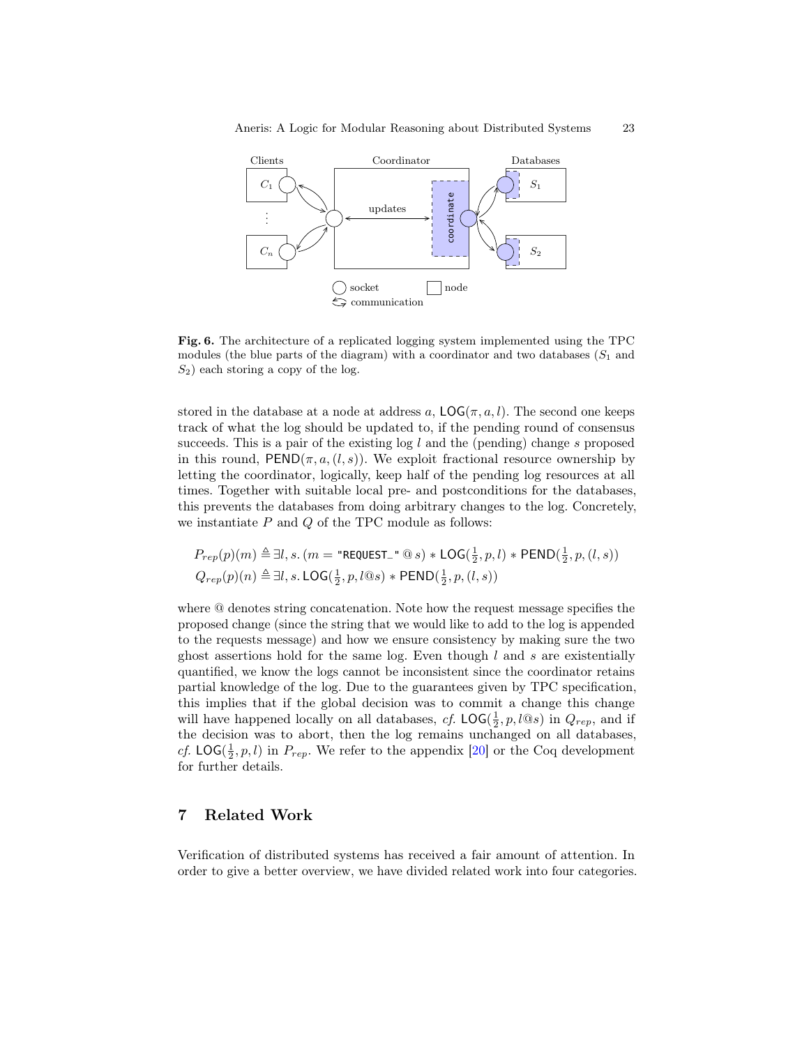Fig. 6. The architecture of a replicated logging system implemented using the TPC modules (the blue parts of the diagram) with a coordinator and two databases ($S_1$ and $S_2$) each storing a copy of the log.

stored in the database at a node at address $a$, $\mathsf{LOG}(\pi, a, l)$. The second one keeps track of what the log should be updated to, if the pending round of consensus succeeds. This is a pair of the existing log $l$ and the (pending) change $s$ proposed in this round, $\mathsf{PEND}(\pi, a, (l, s))$. We exploit fractional resource ownership by letting the coordinator, logically, keep half of the pending log resources at all times. Together with suitable local pre- and postconditions for the databases, this prevents the databases from doing arbitrary changes to the log. Concretely, we instantiate $P$ and $Q$ of the TPC module as follows:

$$P_{rep}(p)(m) \triangleq \exists l, s. \, (m = \texttt{"REQUEST\_"} \,@\, s) * \mathsf{LOG}(\tfrac{1}{2}, p, l) * \mathsf{PEND}(\tfrac{1}{2}, p, (l, s))$$
$$Q_{rep}(p)(n) \triangleq \exists l, s. \, \mathsf{LOG}(\tfrac{1}{2}, p, l@s) * \mathsf{PEND}(\tfrac{1}{2}, p, (l, s))$$

where @ denotes string concatenation. Note how the request message specifies the proposed change (since the string that we would like to add to the log is appended to the requests message) and how we ensure consistency by making sure the two ghost assertions hold for the same log. Even though $l$ and $s$ are existentially quantified, we know the logs cannot be inconsistent since the coordinator retains partial knowledge of the log. Due to the guarantees given by TPC specification, this implies that if the global decision was to commit a change this change will have happened locally on all databases, *cf.* $\mathsf{LOG}(\frac{1}{2}, p, l@s)$ in $Q_{rep}$, and if the decision was to abort, then the log remains unchanged on all databases, *cf.* $\mathsf{LOG}(\frac{1}{2}, p, l)$ in $P_{rep}$. We refer to the appendix [20] or the Coq development for further details.

## 7 Related Work

Verification of distributed systems has received a fair amount of attention. In order to give a better overview, we have divided related work into four categories.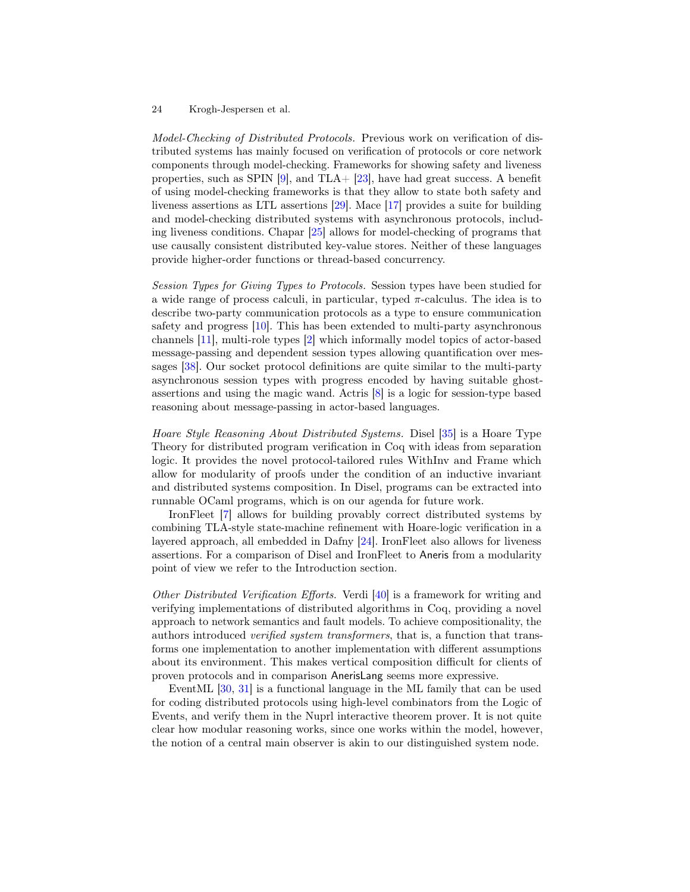*Model-Checking of Distributed Protocols.* Previous work on verification of distributed systems has mainly focused on verification of protocols or core network components through model-checking. Frameworks for showing safety and liveness properties, such as SPIN [9], and TLA+ [23], have had great success. A benefit of using model-checking frameworks is that they allow to state both safety and liveness assertions as LTL assertions [29]. Mace [17] provides a suite for building and model-checking distributed systems with asynchronous protocols, including liveness conditions. Chapar [25] allows for model-checking of programs that use causally consistent distributed key-value stores. Neither of these languages provide higher-order functions or thread-based concurrency.

*Session Types for Giving Types to Protocols.* Session types have been studied for a wide range of process calculi, in particular, typed $\pi$-calculus. The idea is to describe two-party communication protocols as a type to ensure communication safety and progress [10]. This has been extended to multi-party asynchronous channels [11], multi-role types [2] which informally model topics of actor-based message-passing and dependent session types allowing quantification over messages [38]. Our socket protocol definitions are quite similar to the multi-party asynchronous session types with progress encoded by having suitable ghost-assertions and using the magic wand. Actris [8] is a logic for session-type based reasoning about message-passing in actor-based languages.

*Hoare Style Reasoning About Distributed Systems.* Disel [35] is a Hoare Type Theory for distributed program verification in Coq with ideas from separation logic. It provides the novel protocol-tailored rules WithInv and Frame which allow for modularity of proofs under the condition of an inductive invariant and distributed systems composition. In Disel, programs can be extracted into runnable OCaml programs, which is on our agenda for future work.

IronFleet [7] allows for building provably correct distributed systems by combining TLA-style state-machine refinement with Hoare-logic verification in a layered approach, all embedded in Dafny [24]. IronFleet also allows for liveness assertions. For a comparison of Disel and IronFleet to Aneris from a modularity point of view we refer to the Introduction section.

*Other Distributed Verification Efforts.* Verdi [40] is a framework for writing and verifying implementations of distributed algorithms in Coq, providing a novel approach to network semantics and fault models. To achieve compositionality, the authors introduced *verified system transformers*, that is, a function that transforms one implementation to another implementation with different assumptions about its environment. This makes vertical composition difficult for clients of proven protocols and in comparison AnerisLang seems more expressive.

EventML [30, 31] is a functional language in the ML family that can be used for coding distributed protocols using high-level combinators from the Logic of Events, and verify them in the Nuprl interactive theorem prover. It is not quite clear how modular reasoning works, since one works within the model, however, the notion of a central main observer is akin to our distinguished system node.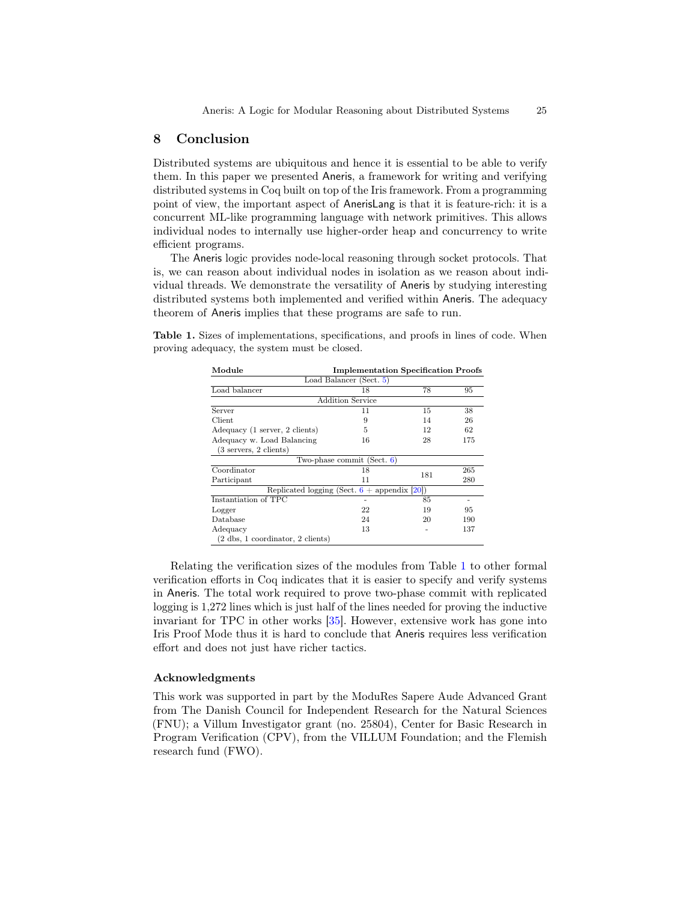## 8 Conclusion

Distributed systems are ubiquitous and hence it is essential to be able to verify them. In this paper we presented Aneris, a framework for writing and verifying distributed systems in Coq built on top of the Iris framework. From a programming point of view, the important aspect of AnerisLang is that it is feature-rich: it is a concurrent ML-like programming language with network primitives. This allows individual nodes to internally use higher-order heap and concurrency to write efficient programs.

The Aneris logic provides node-local reasoning through socket protocols. That is, we can reason about individual nodes in isolation as we reason about individual threads. We demonstrate the versatility of Aneris by studying interesting distributed systems both implemented and verified within Aneris. The adequacy theorem of Aneris implies that these programs are safe to run.

**Table 1.** Sizes of implementations, specifications, and proofs in lines of code. When proving adequacy, the system must be closed.

| Module | Implementation | Specification | Proofs |
|---|---|---|---|
| Load Balancer (Sect. 5) | | | |
| Load balancer | 18 | 78 | 95 |
| Addition Service | | | |
| Server | 11 | 15 | 38 |
| Client | 9 | 14 | 26 |
| Adequacy (1 server, 2 clients) | 5 | 12 | 62 |
| Adequacy w. Load Balancing (3 servers, 2 clients) | 16 | 28 | 175 |
| Two-phase commit (Sect. 6) | | | |
| Coordinator | 18 | 181 | 265 |
| Participant | 11 | | 280 |
| Replicated logging (Sect. 6 + appendix [20]) | | | |
| Instantiation of TPC | - | 85 | - |
| Logger | 22 | 19 | 95 |
| Database | 24 | 20 | 190 |
| Adequacy (2 dbs, 1 coordinator, 2 clients) | 13 | - | 137 |

Relating the verification sizes of the modules from Table 1 to other formal verification efforts in Coq indicates that it is easier to specify and verify systems in Aneris. The total work required to prove two-phase commit with replicated logging is 1,272 lines which is just half of the lines needed for proving the inductive invariant for TPC in other works [35]. However, extensive work has gone into Iris Proof Mode thus it is hard to conclude that Aneris requires less verification effort and does not just have richer tactics.

### Acknowledgments

This work was supported in part by the ModuRes Sapere Aude Advanced Grant from The Danish Council for Independent Research for the Natural Sciences (FNU); a Villum Investigator grant (no. 25804), Center for Basic Research in Program Verification (CPV), from the VILLUM Foundation; and the Flemish research fund (FWO).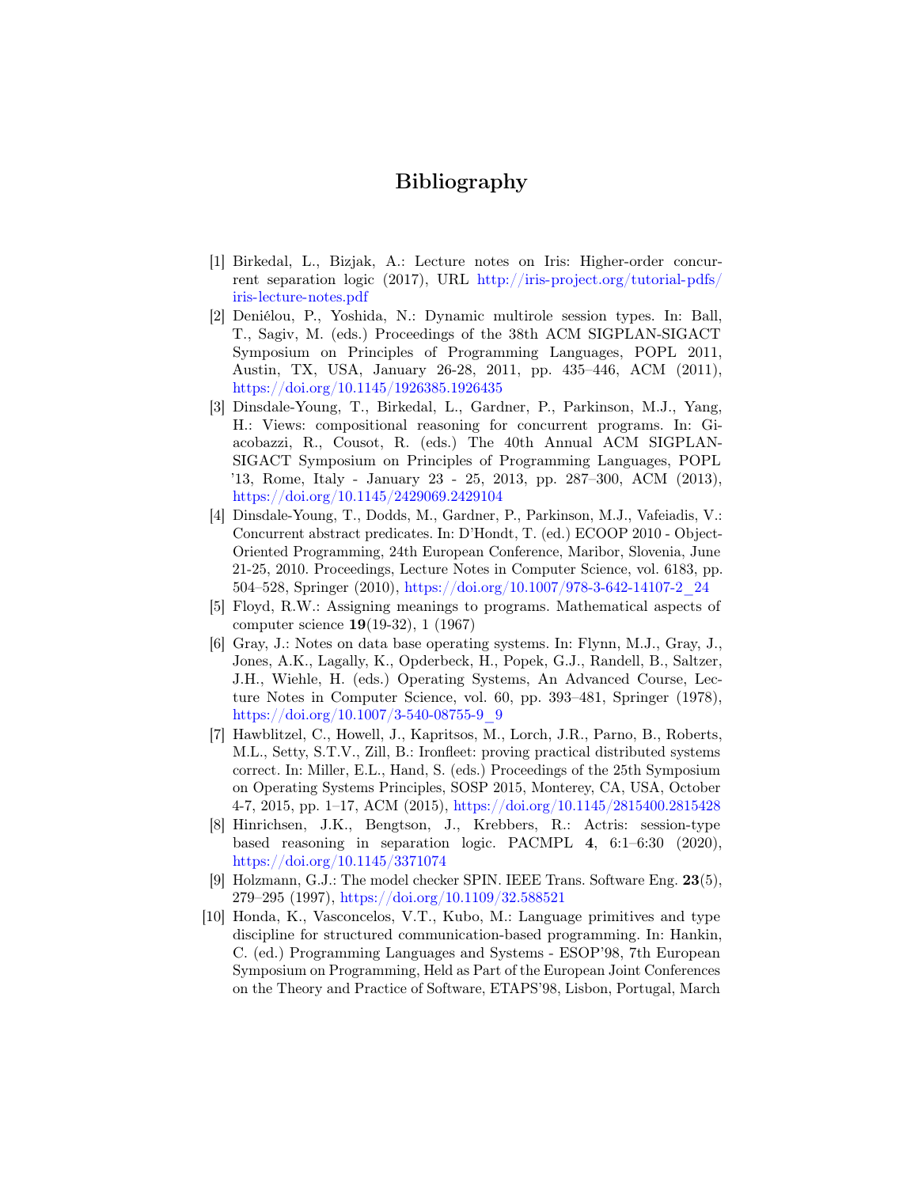# Bibliography

[1] Birkedal, L., Bizjak, A.: Lecture notes on Iris: Higher-order concurrent separation logic (2017), URL http://iris-project.org/tutorial-pdfs/iris-lecture-notes.pdf

[2] Deniélou, P., Yoshida, N.: Dynamic multirole session types. In: Ball, T., Sagiv, M. (eds.) Proceedings of the 38th ACM SIGPLAN-SIGACT Symposium on Principles of Programming Languages, POPL 2011, Austin, TX, USA, January 26-28, 2011, pp. 435–446, ACM (2011), https://doi.org/10.1145/1926385.1926435

[3] Dinsdale-Young, T., Birkedal, L., Gardner, P., Parkinson, M.J., Yang, H.: Views: compositional reasoning for concurrent programs. In: Giacobazzi, R., Cousot, R. (eds.) The 40th Annual ACM SIGPLAN-SIGACT Symposium on Principles of Programming Languages, POPL '13, Rome, Italy - January 23 - 25, 2013, pp. 287–300, ACM (2013), https://doi.org/10.1145/2429069.2429104

[4] Dinsdale-Young, T., Dodds, M., Gardner, P., Parkinson, M.J., Vafeiadis, V.: Concurrent abstract predicates. In: D'Hondt, T. (ed.) ECOOP 2010 - Object-Oriented Programming, 24th European Conference, Maribor, Slovenia, June 21-25, 2010. Proceedings, Lecture Notes in Computer Science, vol. 6183, pp. 504–528, Springer (2010), https://doi.org/10.1007/978-3-642-14107-2_24

[5] Floyd, R.W.: Assigning meanings to programs. Mathematical aspects of computer science **19**(19-32), 1 (1967)

[6] Gray, J.: Notes on data base operating systems. In: Flynn, M.J., Gray, J., Jones, A.K., Lagally, K., Opderbeck, H., Popek, G.J., Randell, B., Saltzer, J.H., Wiehle, H. (eds.) Operating Systems, An Advanced Course, Lecture Notes in Computer Science, vol. 60, pp. 393–481, Springer (1978), https://doi.org/10.1007/3-540-08755-9_9

[7] Hawblitzel, C., Howell, J., Kapritsos, M., Lorch, J.R., Parno, B., Roberts, M.L., Setty, S.T.V., Zill, B.: Ironfleet: proving practical distributed systems correct. In: Miller, E.L., Hand, S. (eds.) Proceedings of the 25th Symposium on Operating Systems Principles, SOSP 2015, Monterey, CA, USA, October 4-7, 2015, pp. 1–17, ACM (2015), https://doi.org/10.1145/2815400.2815428

[8] Hinrichsen, J.K., Bengtson, J., Krebbers, R.: Actris: session-type based reasoning in separation logic. PACMPL **4**, 6:1–6:30 (2020), https://doi.org/10.1145/3371074

[9] Holzmann, G.J.: The model checker SPIN. IEEE Trans. Software Eng. **23**(5), 279–295 (1997), https://doi.org/10.1109/32.588521

[10] Honda, K., Vasconcelos, V.T., Kubo, M.: Language primitives and type discipline for structured communication-based programming. In: Hankin, C. (ed.) Programming Languages and Systems - ESOP'98, 7th European Symposium on Programming, Held as Part of the European Joint Conferences on the Theory and Practice of Software, ETAPS'98, Lisbon, Portugal, March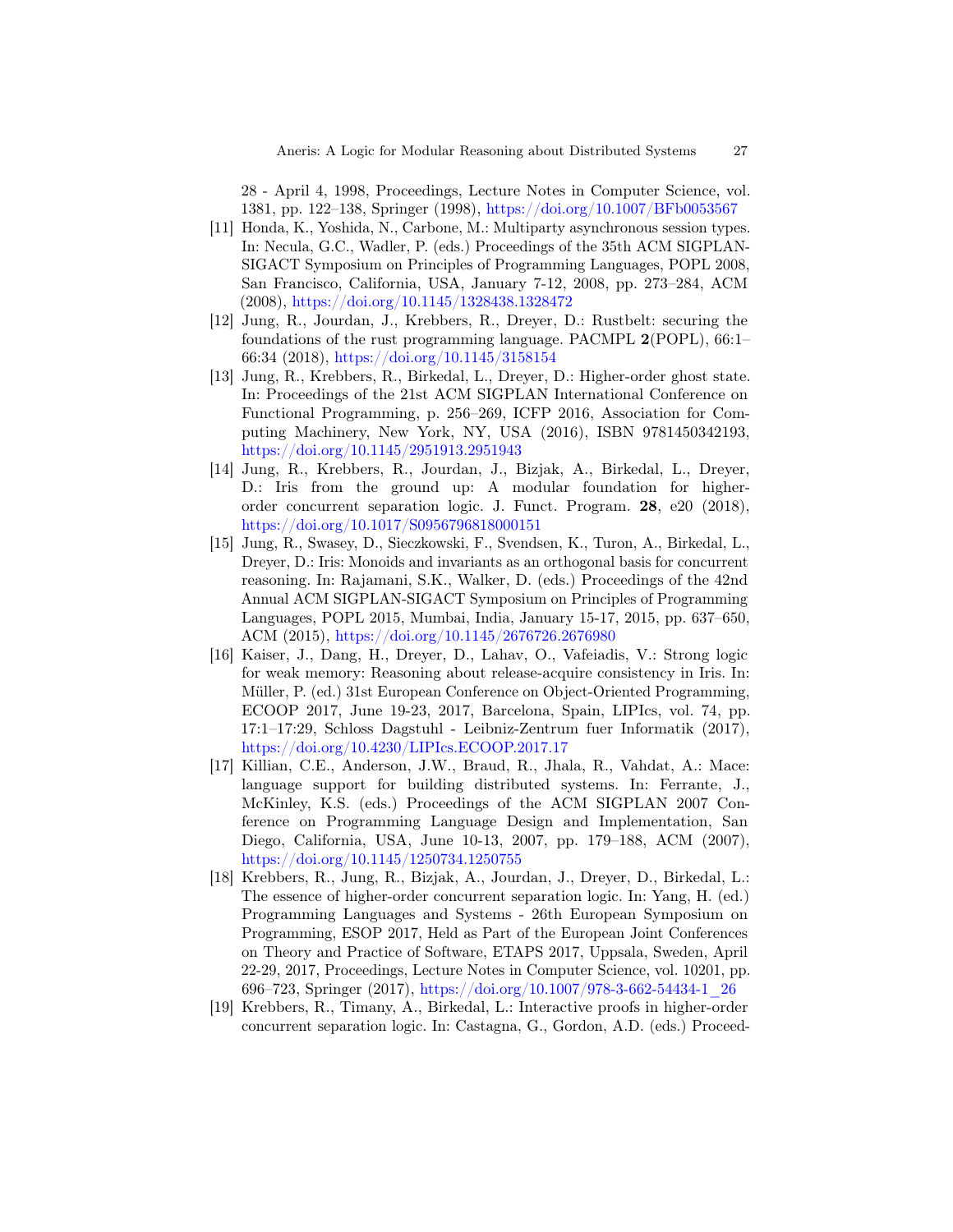28 - April 4, 1998, Proceedings, Lecture Notes in Computer Science, vol. 1381, pp. 122–138, Springer (1998), https://doi.org/10.1007/BFb0053567

[11] Honda, K., Yoshida, N., Carbone, M.: Multiparty asynchronous session types. In: Necula, G.C., Wadler, P. (eds.) Proceedings of the 35th ACM SIGPLAN-SIGACT Symposium on Principles of Programming Languages, POPL 2008, San Francisco, California, USA, January 7-12, 2008, pp. 273–284, ACM (2008), https://doi.org/10.1145/1328438.1328472

[12] Jung, R., Jourdan, J., Krebbers, R., Dreyer, D.: Rustbelt: securing the foundations of the rust programming language. PACMPL **2**(POPL), 66:1–66:34 (2018), https://doi.org/10.1145/3158154

[13] Jung, R., Krebbers, R., Birkedal, L., Dreyer, D.: Higher-order ghost state. In: Proceedings of the 21st ACM SIGPLAN International Conference on Functional Programming, p. 256–269, ICFP 2016, Association for Computing Machinery, New York, NY, USA (2016), ISBN 9781450342193, https://doi.org/10.1145/2951913.2951943

[14] Jung, R., Krebbers, R., Jourdan, J., Bizjak, A., Birkedal, L., Dreyer, D.: Iris from the ground up: A modular foundation for higher-order concurrent separation logic. J. Funct. Program. **28**, e20 (2018), https://doi.org/10.1017/S0956796818000151

[15] Jung, R., Swasey, D., Sieczkowski, F., Svendsen, K., Turon, A., Birkedal, L., Dreyer, D.: Iris: Monoids and invariants as an orthogonal basis for concurrent reasoning. In: Rajamani, S.K., Walker, D. (eds.) Proceedings of the 42nd Annual ACM SIGPLAN-SIGACT Symposium on Principles of Programming Languages, POPL 2015, Mumbai, India, January 15-17, 2015, pp. 637–650, ACM (2015), https://doi.org/10.1145/2676726.2676980

[16] Kaiser, J., Dang, H., Dreyer, D., Lahav, O., Vafeiadis, V.: Strong logic for weak memory: Reasoning about release-acquire consistency in Iris. In: Müller, P. (ed.) 31st European Conference on Object-Oriented Programming, ECOOP 2017, June 19-23, 2017, Barcelona, Spain, LIPIcs, vol. 74, pp. 17:1–17:29, Schloss Dagstuhl - Leibniz-Zentrum fuer Informatik (2017), https://doi.org/10.4230/LIPIcs.ECOOP.2017.17

[17] Killian, C.E., Anderson, J.W., Braud, R., Jhala, R., Vahdat, A.: Mace: language support for building distributed systems. In: Ferrante, J., McKinley, K.S. (eds.) Proceedings of the ACM SIGPLAN 2007 Conference on Programming Language Design and Implementation, San Diego, California, USA, June 10-13, 2007, pp. 179–188, ACM (2007), https://doi.org/10.1145/1250734.1250755

[18] Krebbers, R., Jung, R., Bizjak, A., Jourdan, J., Dreyer, D., Birkedal, L.: The essence of higher-order concurrent separation logic. In: Yang, H. (ed.) Programming Languages and Systems - 26th European Symposium on Programming, ESOP 2017, Held as Part of the European Joint Conferences on Theory and Practice of Software, ETAPS 2017, Uppsala, Sweden, April 22-29, 2017, Proceedings, Lecture Notes in Computer Science, vol. 10201, pp. 696–723, Springer (2017), https://doi.org/10.1007/978-3-662-54434-1_26

[19] Krebbers, R., Timany, A., Birkedal, L.: Interactive proofs in higher-order concurrent separation logic. In: Castagna, G., Gordon, A.D. (eds.) Proceed-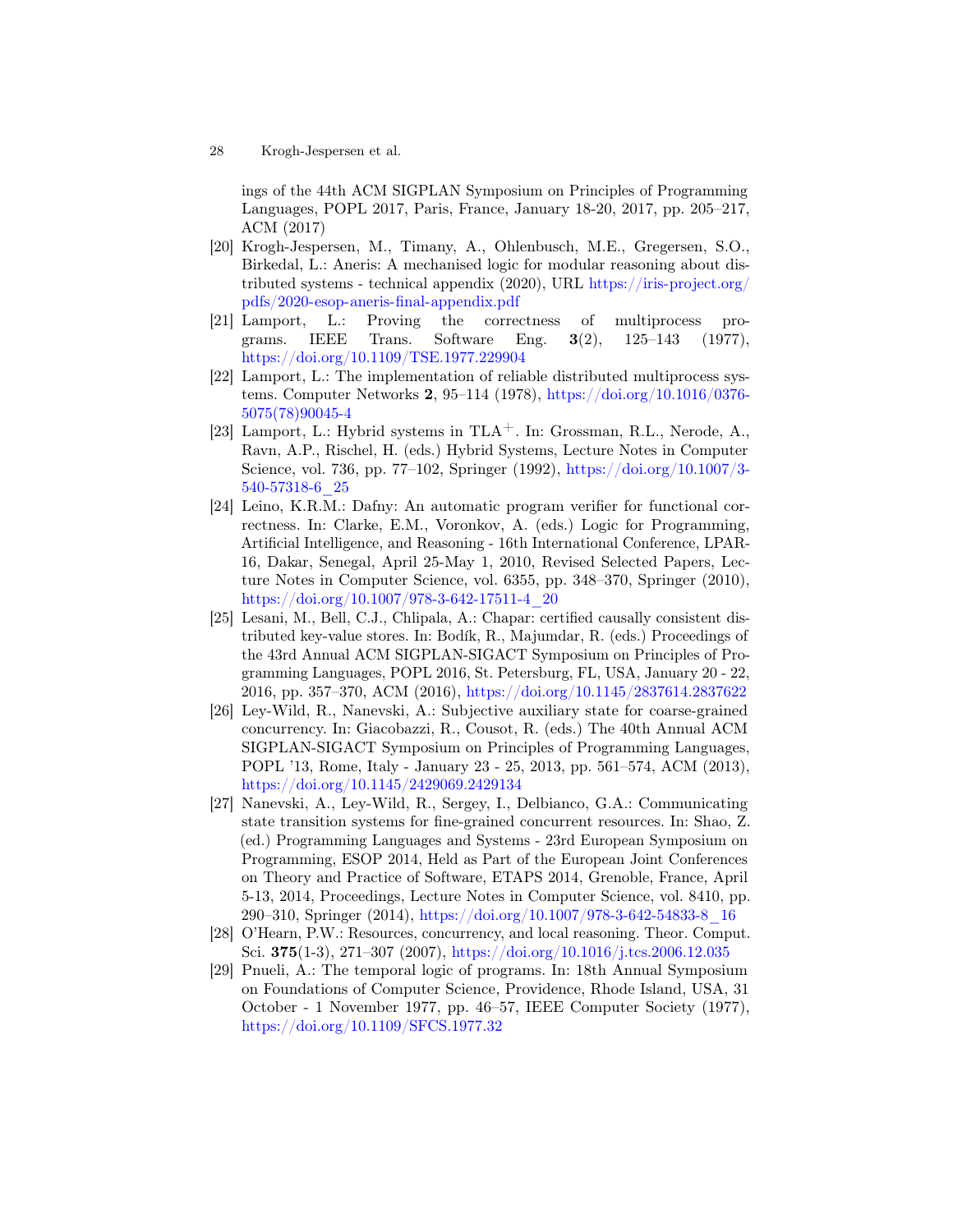ings of the 44th ACM SIGPLAN Symposium on Principles of Programming Languages, POPL 2017, Paris, France, January 18-20, 2017, pp. 205–217, ACM (2017)

[20] Krogh-Jespersen, M., Timany, A., Ohlenbusch, M.E., Gregersen, S.O., Birkedal, L.: Aneris: A mechanised logic for modular reasoning about distributed systems - technical appendix (2020), URL https://iris-project.org/pdfs/2020-esop-aneris-final-appendix.pdf

[21] Lamport, L.: Proving the correctness of multiprocess programs. IEEE Trans. Software Eng. **3**(2), 125–143 (1977), https://doi.org/10.1109/TSE.1977.229904

[22] Lamport, L.: The implementation of reliable distributed multiprocess systems. Computer Networks **2**, 95–114 (1978), https://doi.org/10.1016/0376-5075(78)90045-4

[23] Lamport, L.: Hybrid systems in TLA$^{+}$. In: Grossman, R.L., Nerode, A., Ravn, A.P., Rischel, H. (eds.) Hybrid Systems, Lecture Notes in Computer Science, vol. 736, pp. 77–102, Springer (1992), https://doi.org/10.1007/3-540-57318-6_25

[24] Leino, K.R.M.: Dafny: An automatic program verifier for functional correctness. In: Clarke, E.M., Voronkov, A. (eds.) Logic for Programming, Artificial Intelligence, and Reasoning - 16th International Conference, LPAR-16, Dakar, Senegal, April 25-May 1, 2010, Revised Selected Papers, Lecture Notes in Computer Science, vol. 6355, pp. 348–370, Springer (2010), https://doi.org/10.1007/978-3-642-17511-4_20

[25] Lesani, M., Bell, C.J., Chlipala, A.: Chapar: certified causally consistent distributed key-value stores. In: Bodík, R., Majumdar, R. (eds.) Proceedings of the 43rd Annual ACM SIGPLAN-SIGACT Symposium on Principles of Programming Languages, POPL 2016, St. Petersburg, FL, USA, January 20 - 22, 2016, pp. 357–370, ACM (2016), https://doi.org/10.1145/2837614.2837622

[26] Ley-Wild, R., Nanevski, A.: Subjective auxiliary state for coarse-grained concurrency. In: Giacobazzi, R., Cousot, R. (eds.) The 40th Annual ACM SIGPLAN-SIGACT Symposium on Principles of Programming Languages, POPL '13, Rome, Italy - January 23 - 25, 2013, pp. 561–574, ACM (2013), https://doi.org/10.1145/2429069.2429134

[27] Nanevski, A., Ley-Wild, R., Sergey, I., Delbianco, G.A.: Communicating state transition systems for fine-grained concurrent resources. In: Shao, Z. (ed.) Programming Languages and Systems - 23rd European Symposium on Programming, ESOP 2014, Held as Part of the European Joint Conferences on Theory and Practice of Software, ETAPS 2014, Grenoble, France, April 5-13, 2014, Proceedings, Lecture Notes in Computer Science, vol. 8410, pp. 290–310, Springer (2014), https://doi.org/10.1007/978-3-642-54833-8_16

[28] O'Hearn, P.W.: Resources, concurrency, and local reasoning. Theor. Comput. Sci. **375**(1-3), 271–307 (2007), https://doi.org/10.1016/j.tcs.2006.12.035

[29] Pnueli, A.: The temporal logic of programs. In: 18th Annual Symposium on Foundations of Computer Science, Providence, Rhode Island, USA, 31 October - 1 November 1977, pp. 46–57, IEEE Computer Society (1977), https://doi.org/10.1109/SFCS.1977.32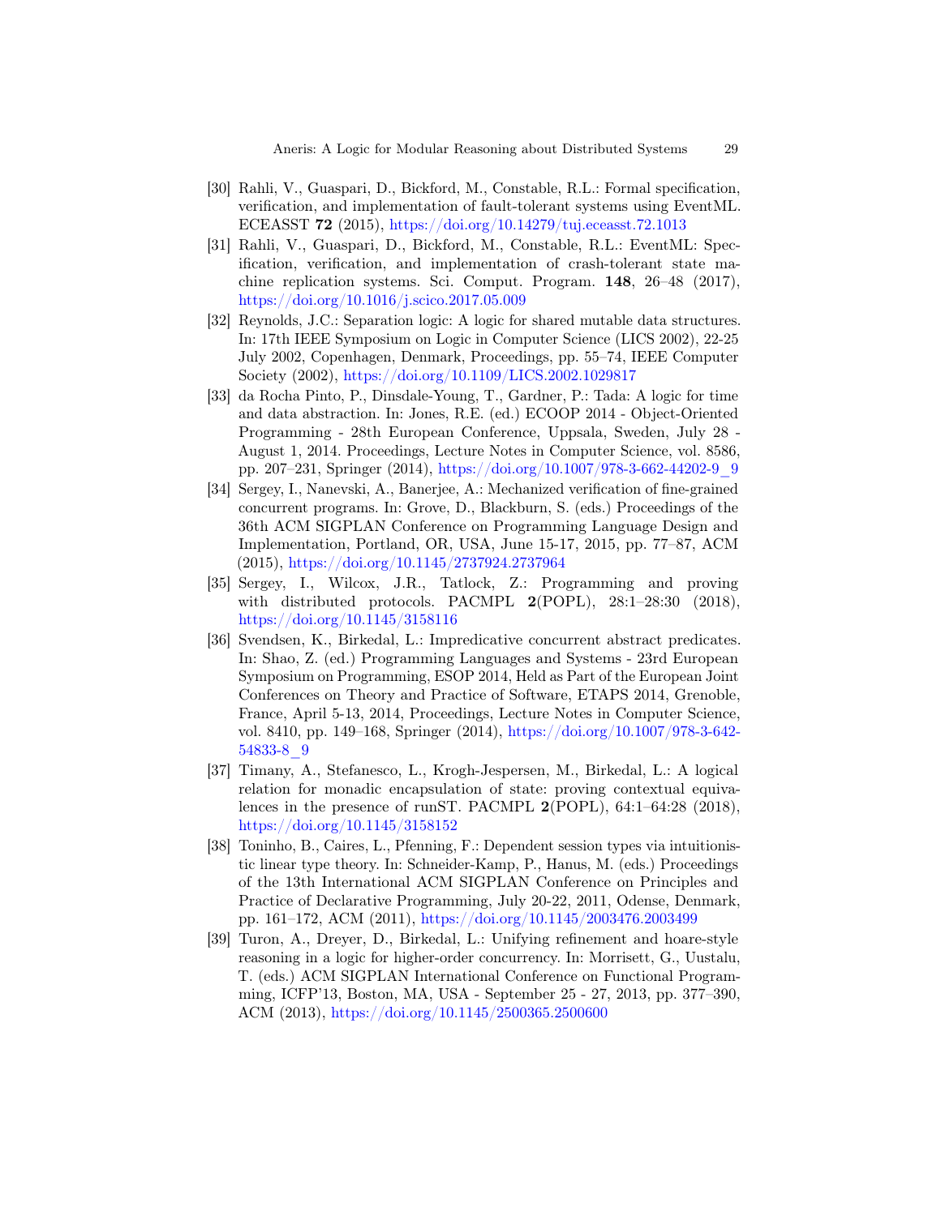[30] Rahli, V., Guaspari, D., Bickford, M., Constable, R.L.: Formal specification, verification, and implementation of fault-tolerant systems using EventML. ECEASST **72** (2015), https://doi.org/10.14279/tuj.eceasst.72.1013

[31] Rahli, V., Guaspari, D., Bickford, M., Constable, R.L.: EventML: Specification, verification, and implementation of crash-tolerant state machine replication systems. Sci. Comput. Program. **148**, 26–48 (2017), https://doi.org/10.1016/j.scico.2017.05.009

[32] Reynolds, J.C.: Separation logic: A logic for shared mutable data structures. In: 17th IEEE Symposium on Logic in Computer Science (LICS 2002), 22-25 July 2002, Copenhagen, Denmark, Proceedings, pp. 55–74, IEEE Computer Society (2002), https://doi.org/10.1109/LICS.2002.1029817

[33] da Rocha Pinto, P., Dinsdale-Young, T., Gardner, P.: Tada: A logic for time and data abstraction. In: Jones, R.E. (ed.) ECOOP 2014 - Object-Oriented Programming - 28th European Conference, Uppsala, Sweden, July 28 - August 1, 2014. Proceedings, Lecture Notes in Computer Science, vol. 8586, pp. 207–231, Springer (2014), https://doi.org/10.1007/978-3-662-44202-9_9

[34] Sergey, I., Nanevski, A., Banerjee, A.: Mechanized verification of fine-grained concurrent programs. In: Grove, D., Blackburn, S. (eds.) Proceedings of the 36th ACM SIGPLAN Conference on Programming Language Design and Implementation, Portland, OR, USA, June 15-17, 2015, pp. 77–87, ACM (2015), https://doi.org/10.1145/2737924.2737964

[35] Sergey, I., Wilcox, J.R., Tatlock, Z.: Programming and proving with distributed protocols. PACMPL **2**(POPL), 28:1–28:30 (2018), https://doi.org/10.1145/3158116

[36] Svendsen, K., Birkedal, L.: Impredicative concurrent abstract predicates. In: Shao, Z. (ed.) Programming Languages and Systems - 23rd European Symposium on Programming, ESOP 2014, Held as Part of the European Joint Conferences on Theory and Practice of Software, ETAPS 2014, Grenoble, France, April 5-13, 2014, Proceedings, Lecture Notes in Computer Science, vol. 8410, pp. 149–168, Springer (2014), https://doi.org/10.1007/978-3-642-54833-8_9

[37] Timany, A., Stefanesco, L., Krogh-Jespersen, M., Birkedal, L.: A logical relation for monadic encapsulation of state: proving contextual equivalences in the presence of runST. PACMPL **2**(POPL), 64:1–64:28 (2018), https://doi.org/10.1145/3158152

[38] Toninho, B., Caires, L., Pfenning, F.: Dependent session types via intuitionistic linear type theory. In: Schneider-Kamp, P., Hanus, M. (eds.) Proceedings of the 13th International ACM SIGPLAN Conference on Principles and Practice of Declarative Programming, July 20-22, 2011, Odense, Denmark, pp. 161–172, ACM (2011), https://doi.org/10.1145/2003476.2003499

[39] Turon, A., Dreyer, D., Birkedal, L.: Unifying refinement and hoare-style reasoning in a logic for higher-order concurrency. In: Morrisett, G., Uustalu, T. (eds.) ACM SIGPLAN International Conference on Functional Programming, ICFP'13, Boston, MA, USA - September 25 - 27, 2013, pp. 377–390, ACM (2013), https://doi.org/10.1145/2500365.2500600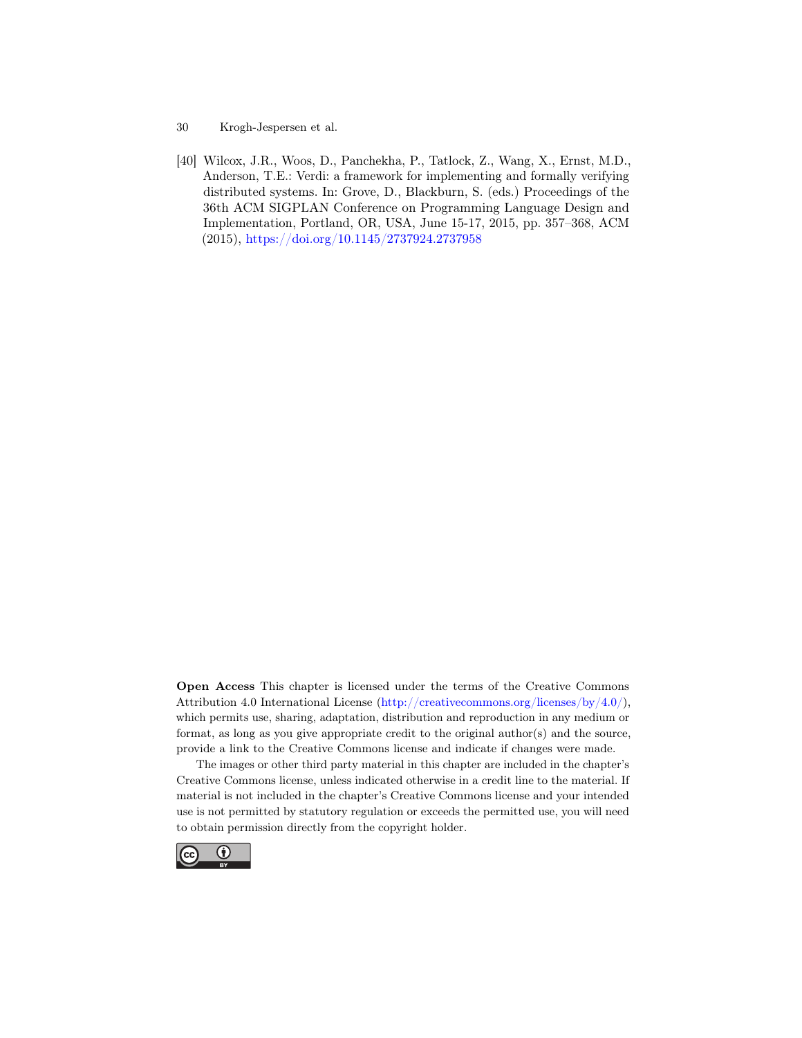[40] Wilcox, J.R., Woos, D., Panchekha, P., Tatlock, Z., Wang, X., Ernst, M.D., Anderson, T.E.: Verdi: a framework for implementing and formally verifying distributed systems. In: Grove, D., Blackburn, S. (eds.) Proceedings of the 36th ACM SIGPLAN Conference on Programming Language Design and Implementation, Portland, OR, USA, June 15-17, 2015, pp. 357–368, ACM (2015), https://doi.org/10.1145/2737924.2737958

**Open Access** This chapter is licensed under the terms of the Creative Commons Attribution 4.0 International License (http://creativecommons.org/licenses/by/4.0/), which permits use, sharing, adaptation, distribution and reproduction in any medium or format, as long as you give appropriate credit to the original author(s) and the source, provide a link to the Creative Commons license and indicate if changes were made.

The images or other third party material in this chapter are included in the chapter's Creative Commons license, unless indicated otherwise in a credit line to the material. If material is not included in the chapter's Creative Commons license and your intended use is not permitted by statutory regulation or exceeds the permitted use, you will need to obtain permission directly from the copyright holder.